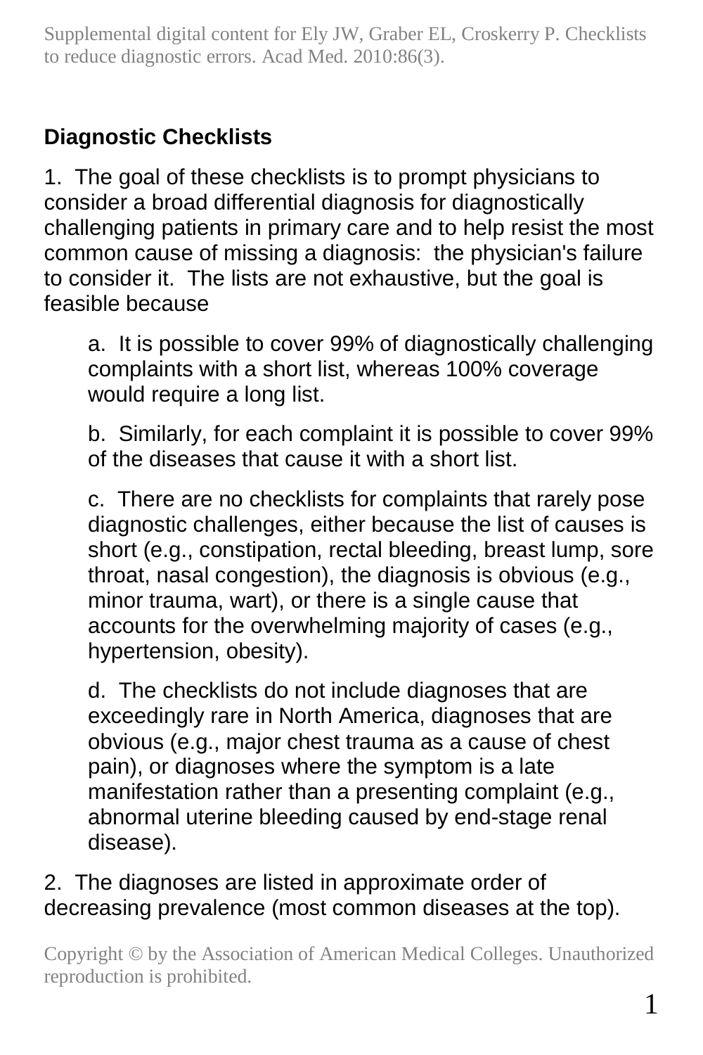## Diagnostic Checklists

1. The goal of these checklists is to prompt physicians to consider a broad differential diagnosis for diagnostically challenging patients in primary care and to help resist the most common cause of missing a diagnosis: the physician's failure to consider it. The lists are not exhaustive, but the goal is feasible because

   a. It is possible to cover 99% of diagnostically challenging complaints with a short list, whereas 100% coverage would require a long list.

   b. Similarly, for each complaint it is possible to cover 99% of the diseases that cause it with a short list.

   c. There are no checklists for complaints that rarely pose diagnostic challenges, either because the list of causes is short (e.g., constipation, rectal bleeding, breast lump, sore throat, nasal congestion), the diagnosis is obvious (e.g., minor trauma, wart), or there is a single cause that accounts for the overwhelming majority of cases (e.g., hypertension, obesity).

   d. The checklists do not include diagnoses that are exceedingly rare in North America, diagnoses that are obvious (e.g., major chest trauma as a cause of chest pain), or diagnoses where the symptom is a late manifestation rather than a presenting complaint (e.g., abnormal uterine bleeding caused by end-stage renal disease).

2. The diagnoses are listed in approximate order of decreasing prevalence (most common diseases at the top).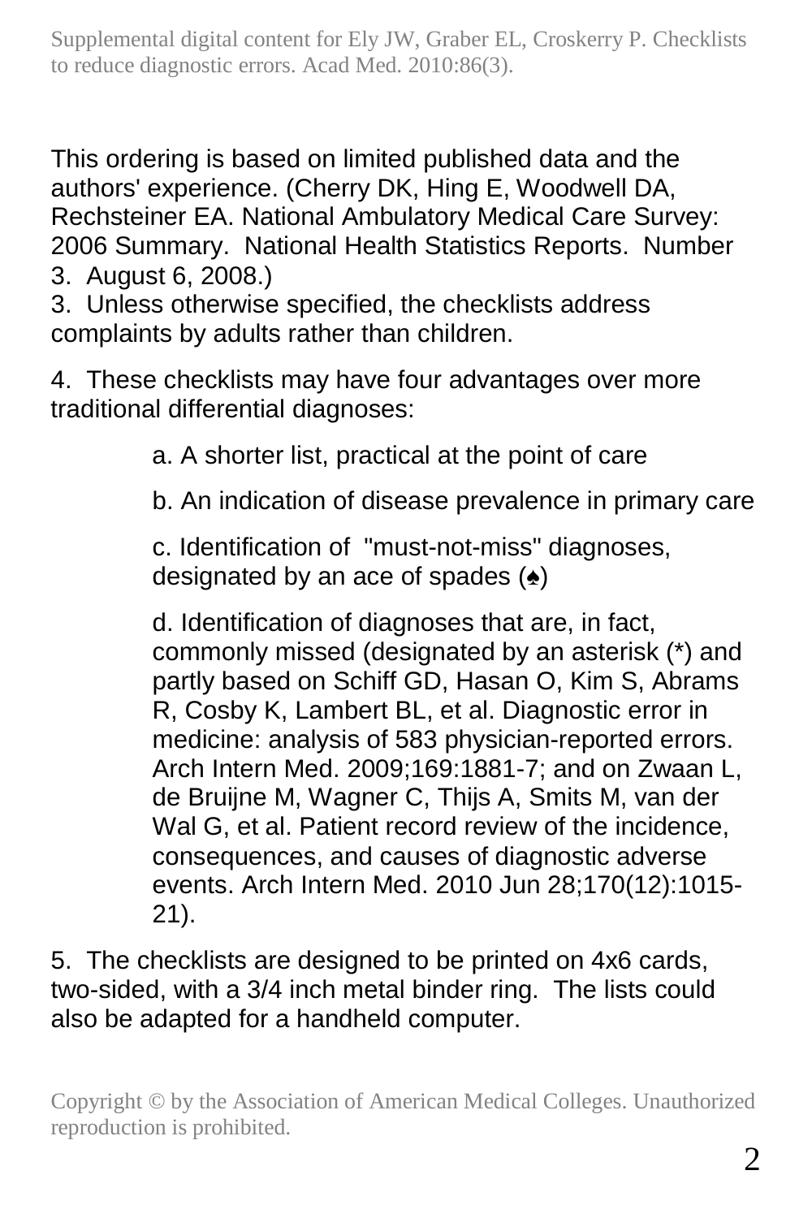This ordering is based on limited published data and the authors' experience. (Cherry DK, Hing E, Woodwell DA, Rechsteiner EA. National Ambulatory Medical Care Survey: 2006 Summary. National Health Statistics Reports. Number 3. August 6, 2008.)

3. Unless otherwise specified, the checklists address complaints by adults rather than children.

4. These checklists may have four advantages over more traditional differential diagnoses:

  a. A shorter list, practical at the point of care

  b. An indication of disease prevalence in primary care

  c. Identification of "must-not-miss" diagnoses, designated by an ace of spades (♠)

  d. Identification of diagnoses that are, in fact, commonly missed (designated by an asterisk (*) and partly based on Schiff GD, Hasan O, Kim S, Abrams R, Cosby K, Lambert BL, et al. Diagnostic error in medicine: analysis of 583 physician-reported errors. Arch Intern Med. 2009;169:1881-7; and on Zwaan L, de Bruijne M, Wagner C, Thijs A, Smits M, van der Wal G, et al. Patient record review of the incidence, consequences, and causes of diagnostic adverse events. Arch Intern Med. 2010 Jun 28;170(12):1015-21).

5. The checklists are designed to be printed on 4x6 cards, two-sided, with a 3/4 inch metal binder ring. The lists could also be adapted for a handheld computer.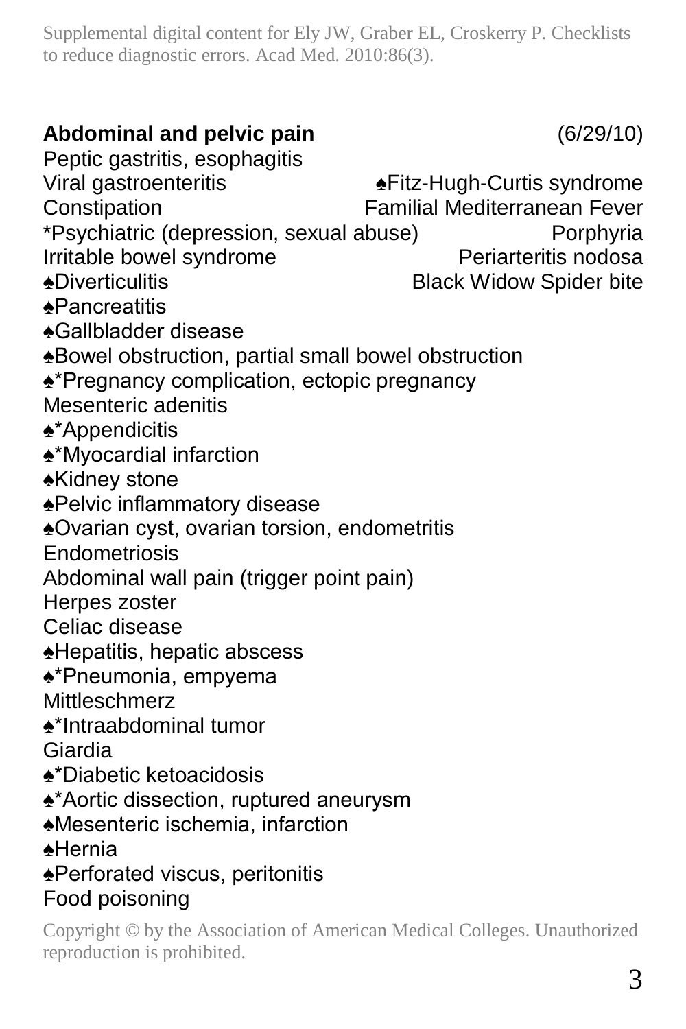**Abdominal and pelvic pain** (6/29/10)

Peptic gastritis, esophagitis
Viral gastroenteritis
Constipation
*Psychiatric (depression, sexual abuse)
Irritable bowel syndrome
♠Diverticulitis
♠Pancreatitis
♠Gallbladder disease
♠Bowel obstruction, partial small bowel obstruction
♠*Pregnancy complication, ectopic pregnancy
Mesenteric adenitis
♠*Appendicitis
♠*Myocardial infarction
♠Kidney stone
♠Pelvic inflammatory disease
♠Ovarian cyst, ovarian torsion, endometritis
Endometriosis
Abdominal wall pain (trigger point pain)
Herpes zoster
Celiac disease
♠Hepatitis, hepatic abscess
♠*Pneumonia, empyema
Mittleschmerz
♠*Intraabdominal tumor
Giardia
♠*Diabetic ketoacidosis
♠*Aortic dissection, ruptured aneurysm
♠Mesenteric ischemia, infarction
♠Hernia
♠Perforated viscus, peritonitis
Food poisoning

♠Fitz-Hugh-Curtis syndrome
Familial Mediterranean Fever
Porphyria
Periarteritis nodosa
Black Widow Spider bite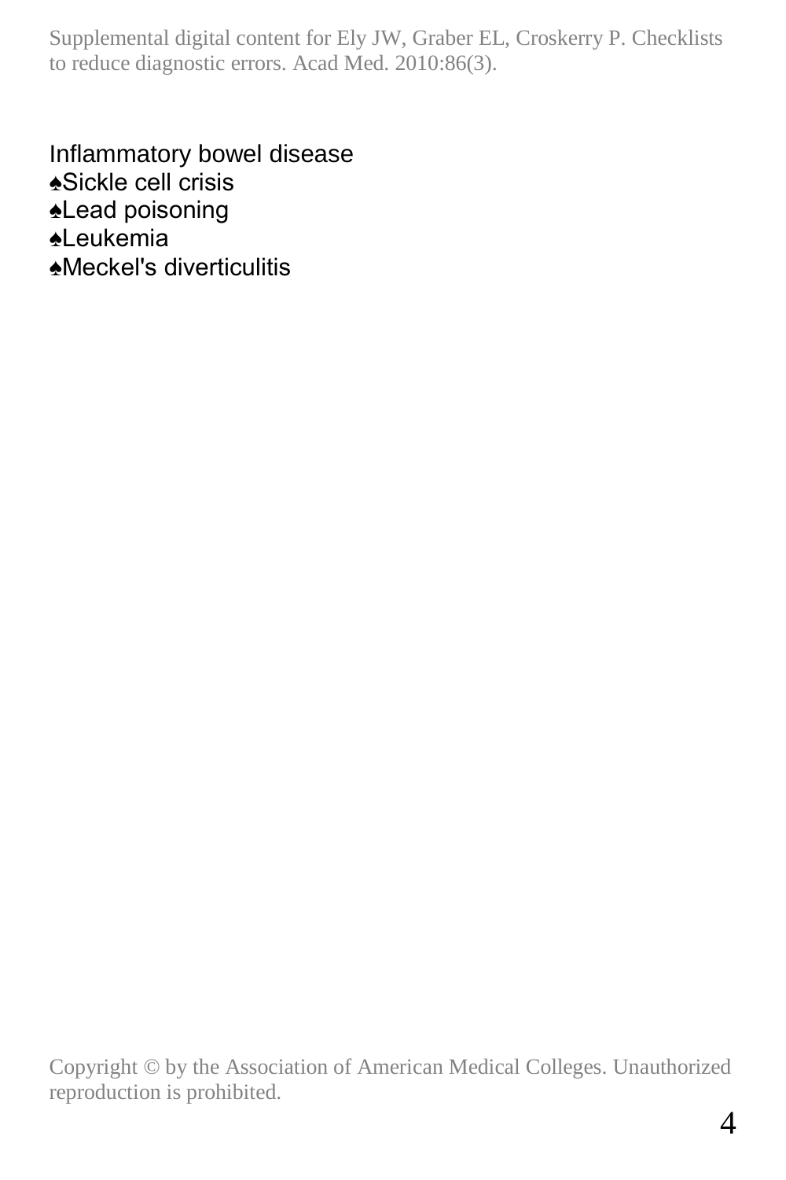Inflammatory bowel disease
♠Sickle cell crisis
♠Lead poisoning
♠Leukemia
♠Meckel's diverticulitis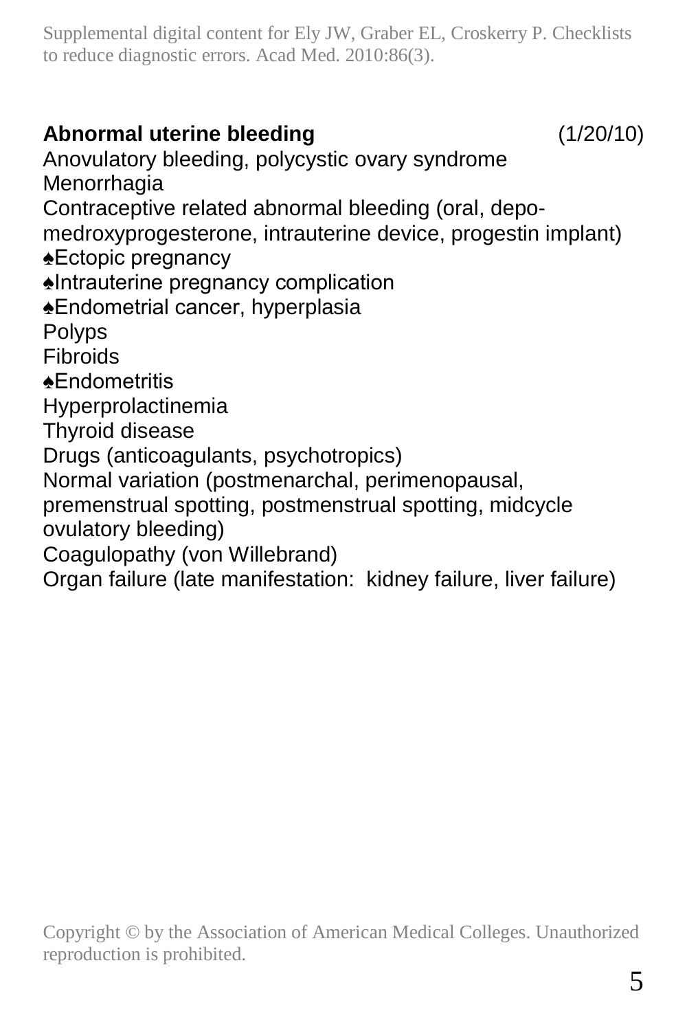**Abnormal uterine bleeding** (1/20/10)

Anovulatory bleeding, polycystic ovary syndrome
Menorrhagia
Contraceptive related abnormal bleeding (oral, depo-medroxyprogesterone, intrauterine device, progestin implant)
♠Ectopic pregnancy
♠Intrauterine pregnancy complication
♠Endometrial cancer, hyperplasia
Polyps
Fibroids
♠Endometritis
Hyperprolactinemia
Thyroid disease
Drugs (anticoagulants, psychotropics)
Normal variation (postmenarchal, perimenopausal, premenstrual spotting, postmenstrual spotting, midcycle ovulatory bleeding)
Coagulopathy (von Willebrand)
Organ failure (late manifestation: kidney failure, liver failure)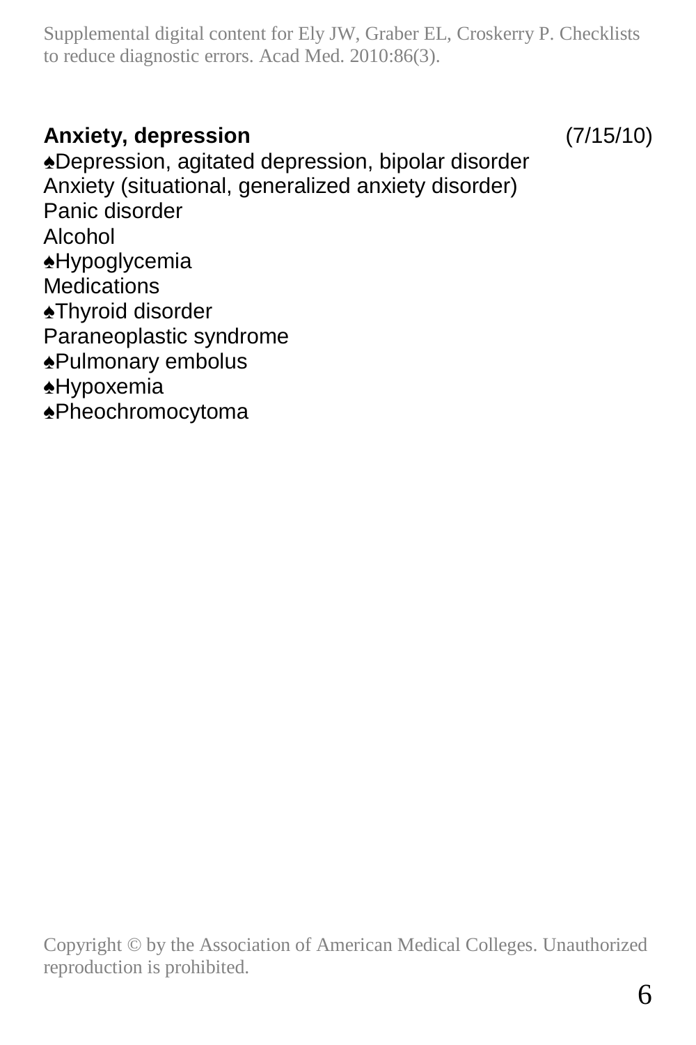**Anxiety, depression** (7/15/10)

♠Depression, agitated depression, bipolar disorder
Anxiety (situational, generalized anxiety disorder)
Panic disorder
Alcohol
♠Hypoglycemia
Medications
♠Thyroid disorder
Paraneoplastic syndrome
♠Pulmonary embolus
♠Hypoxemia
♠Pheochromocytoma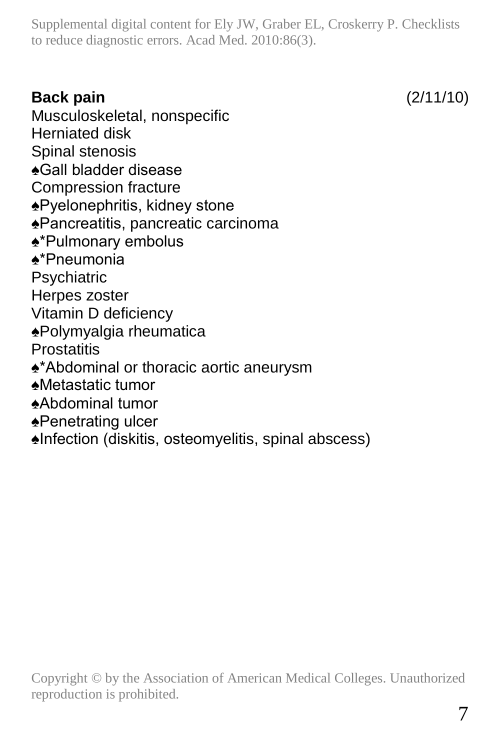**Back pain** (2/11/10)

Musculoskeletal, nonspecific
Herniated disk
Spinal stenosis
♠Gall bladder disease
Compression fracture
♠Pyelonephritis, kidney stone
♠Pancreatitis, pancreatic carcinoma
♠*Pulmonary embolus
♠*Pneumonia
Psychiatric
Herpes zoster
Vitamin D deficiency
♠Polymyalgia rheumatica
Prostatitis
♠*Abdominal or thoracic aortic aneurysm
♠Metastatic tumor
♠Abdominal tumor
♠Penetrating ulcer
♠Infection (diskitis, osteomyelitis, spinal abscess)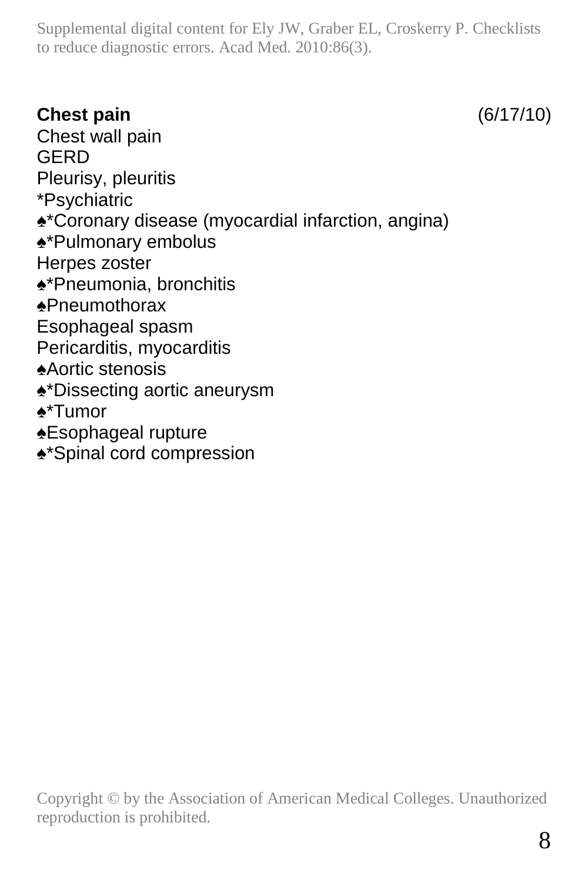**Chest pain** (6/17/10)

Chest wall pain
GERD
Pleurisy, pleuritis
*Psychiatric
♠*Coronary disease (myocardial infarction, angina)
♠*Pulmonary embolus
Herpes zoster
♠*Pneumonia, bronchitis
♠Pneumothorax
Esophageal spasm
Pericarditis, myocarditis
♠Aortic stenosis
♠*Dissecting aortic aneurysm
♠*Tumor
♠Esophageal rupture
♠*Spinal cord compression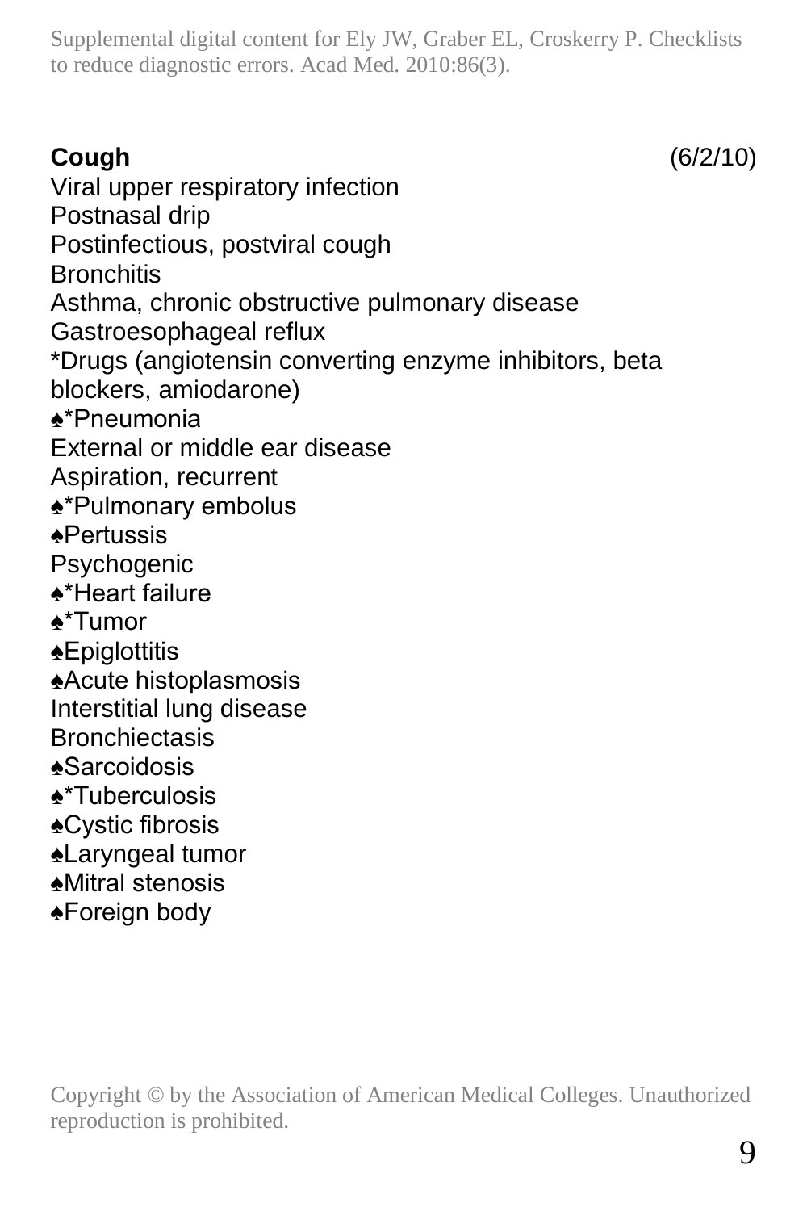**Cough** (6/2/10)

Viral upper respiratory infection
Postnasal drip
Postinfectious, postviral cough
Bronchitis
Asthma, chronic obstructive pulmonary disease
Gastroesophageal reflux
*Drugs (angiotensin converting enzyme inhibitors, beta blockers, amiodarone)
♠*Pneumonia
External or middle ear disease
Aspiration, recurrent
♠*Pulmonary embolus
♠Pertussis
Psychogenic
♠*Heart failure
♠*Tumor
♠Epiglottitis
♠Acute histoplasmosis
Interstitial lung disease
Bronchiectasis
♠Sarcoidosis
♠*Tuberculosis
♠Cystic fibrosis
♠Laryngeal tumor
♠Mitral stenosis
♠Foreign body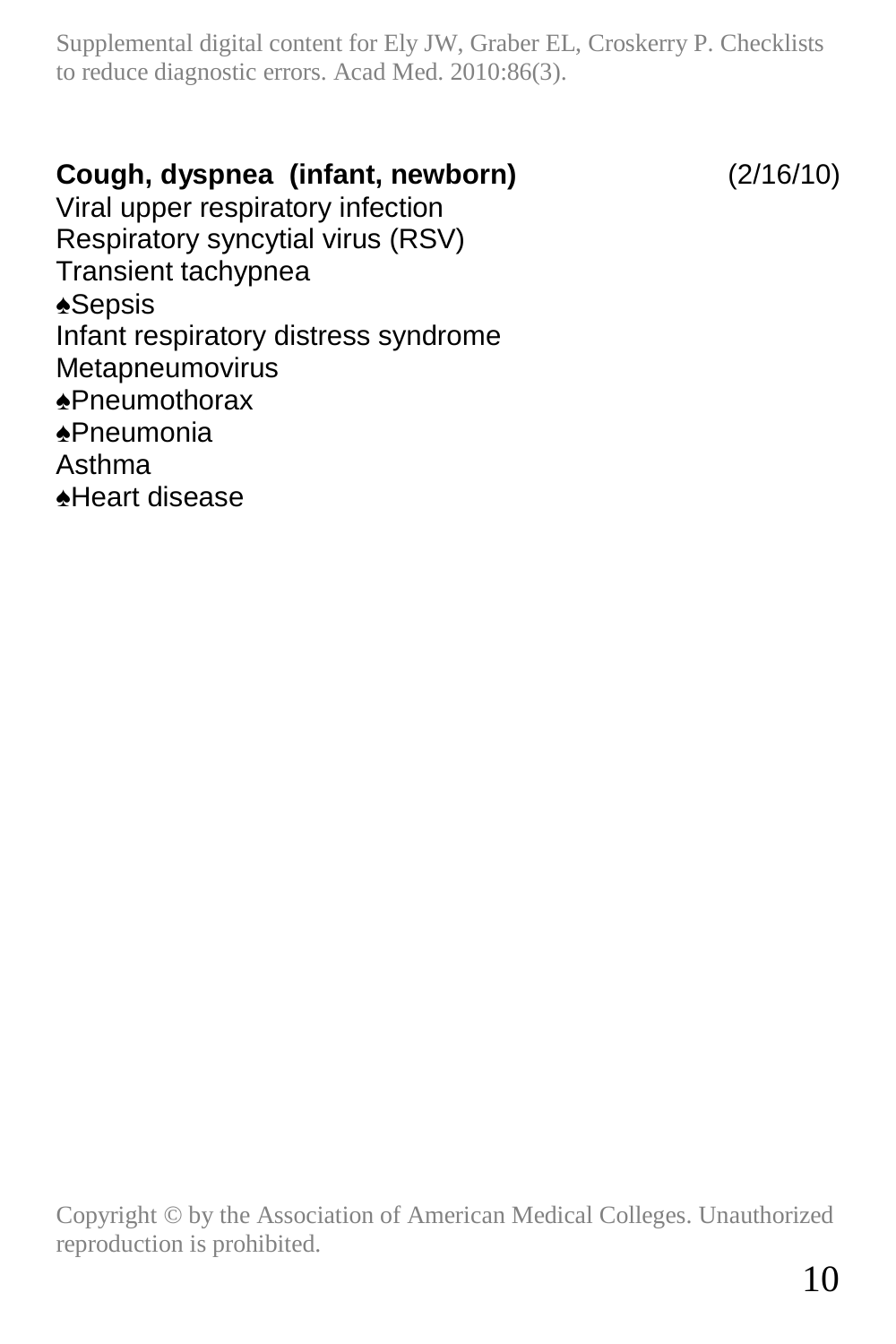**Cough, dyspnea (infant, newborn)** (2/16/10)

Viral upper respiratory infection
Respiratory syncytial virus (RSV)
Transient tachypnea
♠Sepsis
Infant respiratory distress syndrome
Metapneumovirus
♠Pneumothorax
♠Pneumonia
Asthma
♠Heart disease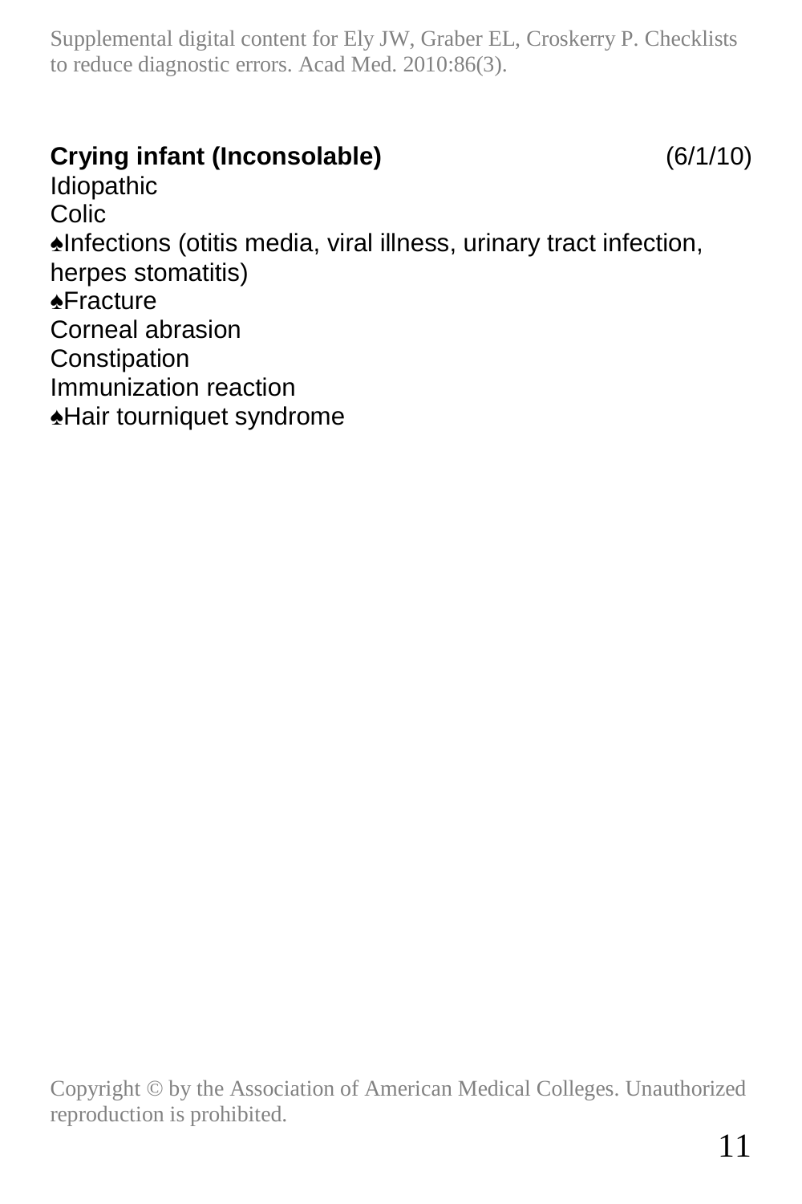**Crying infant (Inconsolable)** (6/1/10)

Idiopathic
Colic
♠Infections (otitis media, viral illness, urinary tract infection, herpes stomatitis)
♠Fracture
Corneal abrasion
Constipation
Immunization reaction
♠Hair tourniquet syndrome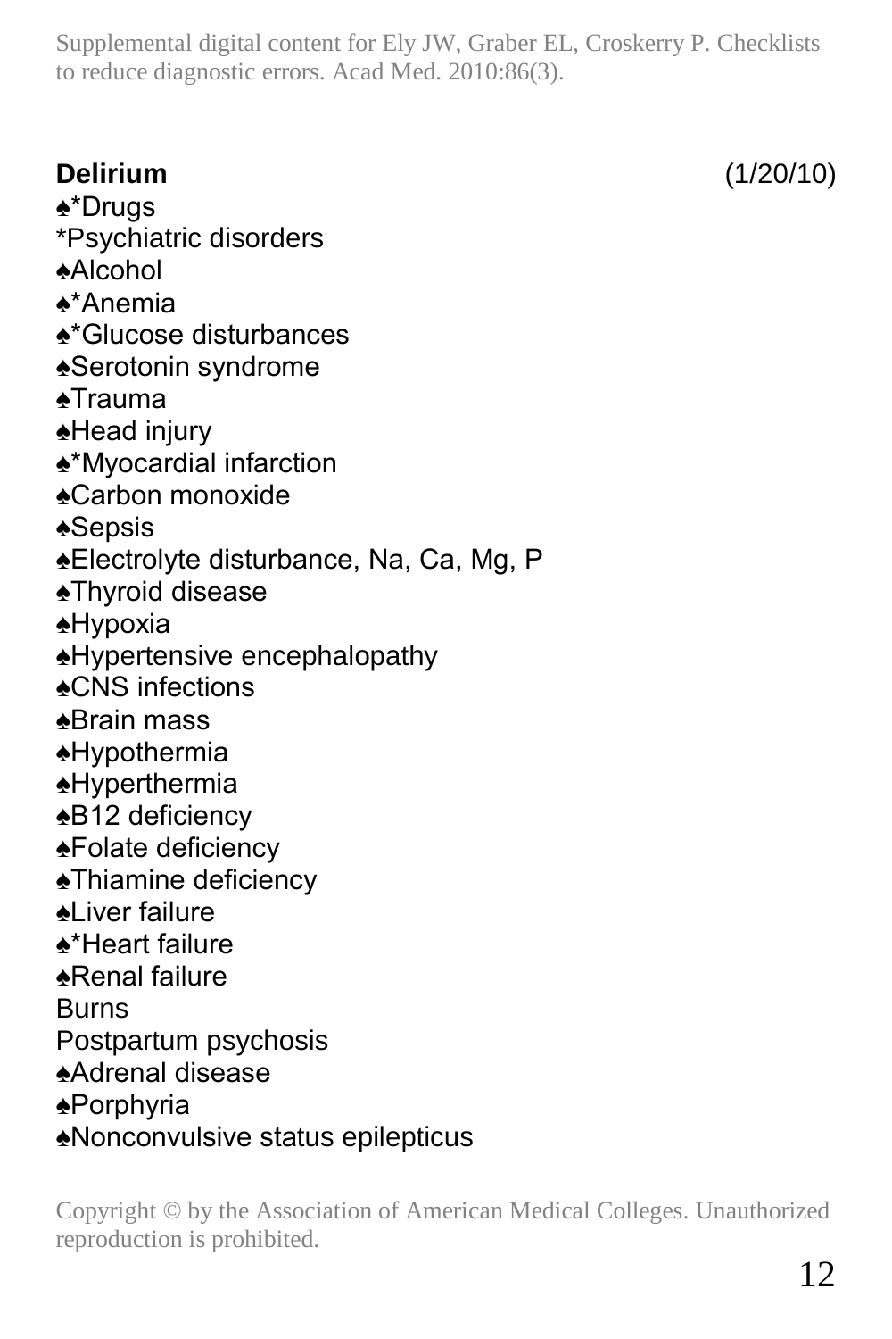**Delirium** (1/20/10)

♠*Drugs
*Psychiatric disorders
♠Alcohol
♠*Anemia
♠*Glucose disturbances
♠Serotonin syndrome
♠Trauma
♠Head injury
♠*Myocardial infarction
♠Carbon monoxide
♠Sepsis
♠Electrolyte disturbance, Na, Ca, Mg, P
♠Thyroid disease
♠Hypoxia
♠Hypertensive encephalopathy
♠CNS infections
♠Brain mass
♠Hypothermia
♠Hyperthermia
♠B12 deficiency
♠Folate deficiency
♠Thiamine deficiency
♠Liver failure
♠*Heart failure
♠Renal failure
Burns
Postpartum psychosis
♠Adrenal disease
♠Porphyria
♠Nonconvulsive status epilepticus

Copyright © by the Association of American Medical Colleges. Unauthorized reproduction is prohibited.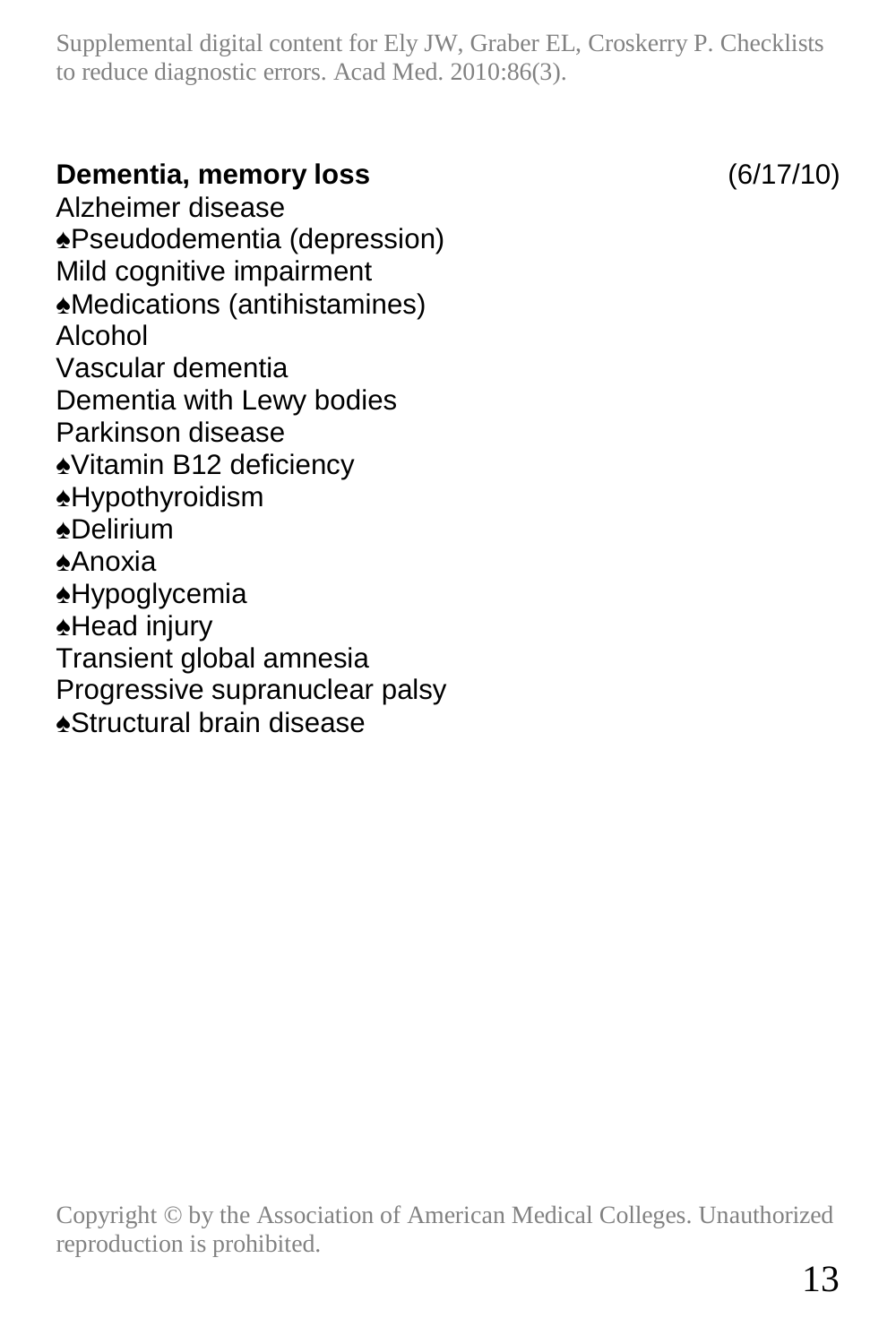**Dementia, memory loss** (6/17/10)

Alzheimer disease
♠Pseudodementia (depression)
Mild cognitive impairment
♠Medications (antihistamines)
Alcohol
Vascular dementia
Dementia with Lewy bodies
Parkinson disease
♠Vitamin B12 deficiency
♠Hypothyroidism
♠Delirium
♠Anoxia
♠Hypoglycemia
♠Head injury
Transient global amnesia
Progressive supranuclear palsy
♠Structural brain disease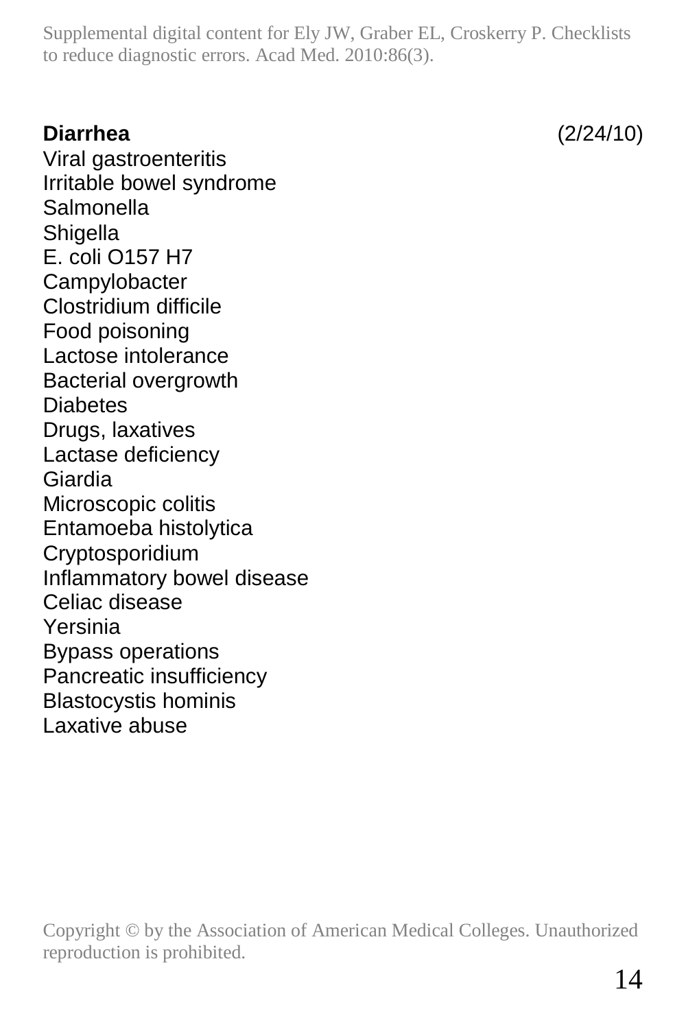**Diarrhea** (2/24/10)

Viral gastroenteritis
Irritable bowel syndrome
Salmonella
Shigella
E. coli O157 H7
Campylobacter
Clostridium difficile
Food poisoning
Lactose intolerance
Bacterial overgrowth
Diabetes
Drugs, laxatives
Lactase deficiency
Giardia
Microscopic colitis
Entamoeba histolytica
Cryptosporidium
Inflammatory bowel disease
Celiac disease
Yersinia
Bypass operations
Pancreatic insufficiency
Blastocystis hominis
Laxative abuse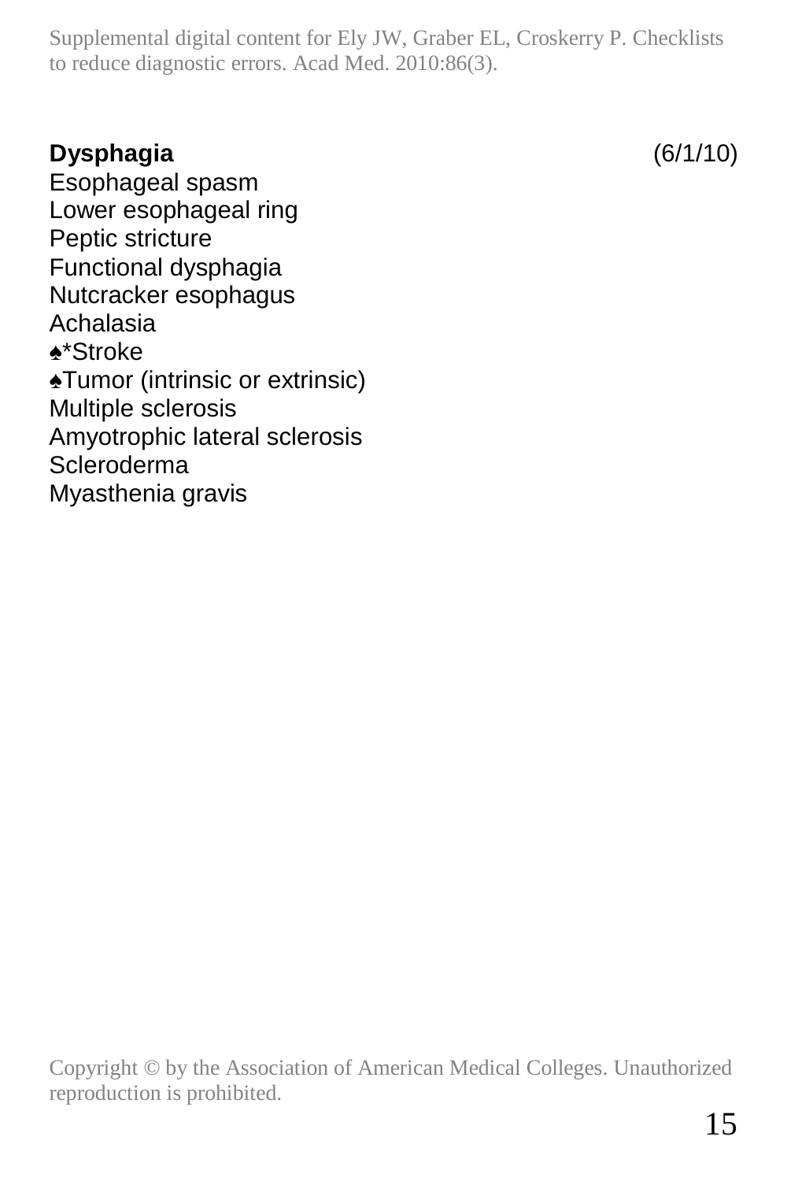**Dysphagia** (6/1/10)

Esophageal spasm
Lower esophageal ring
Peptic stricture
Functional dysphagia
Nutcracker esophagus
Achalasia
♠*Stroke
♠Tumor (intrinsic or extrinsic)
Multiple sclerosis
Amyotrophic lateral sclerosis
Scleroderma
Myasthenia gravis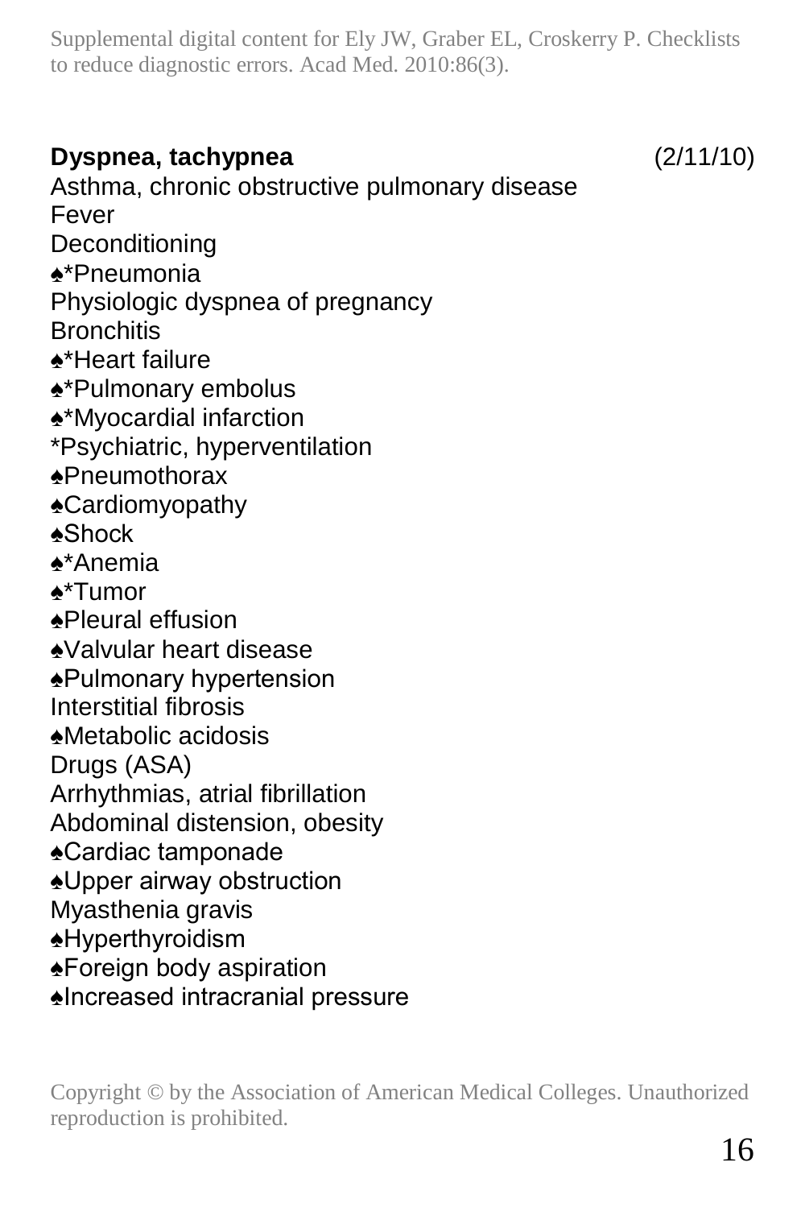**Dyspnea, tachypnea** (2/11/10)

Asthma, chronic obstructive pulmonary disease
Fever
Deconditioning
♠*Pneumonia
Physiologic dyspnea of pregnancy
Bronchitis
♠*Heart failure
♠*Pulmonary embolus
♠*Myocardial infarction
*Psychiatric, hyperventilation
♠Pneumothorax
♠Cardiomyopathy
♠Shock
♠*Anemia
♠*Tumor
♠Pleural effusion
♠Valvular heart disease
♠Pulmonary hypertension
Interstitial fibrosis
♠Metabolic acidosis
Drugs (ASA)
Arrhythmias, atrial fibrillation
Abdominal distension, obesity
♠Cardiac tamponade
♠Upper airway obstruction
Myasthenia gravis
♠Hyperthyroidism
♠Foreign body aspiration
♠Increased intracranial pressure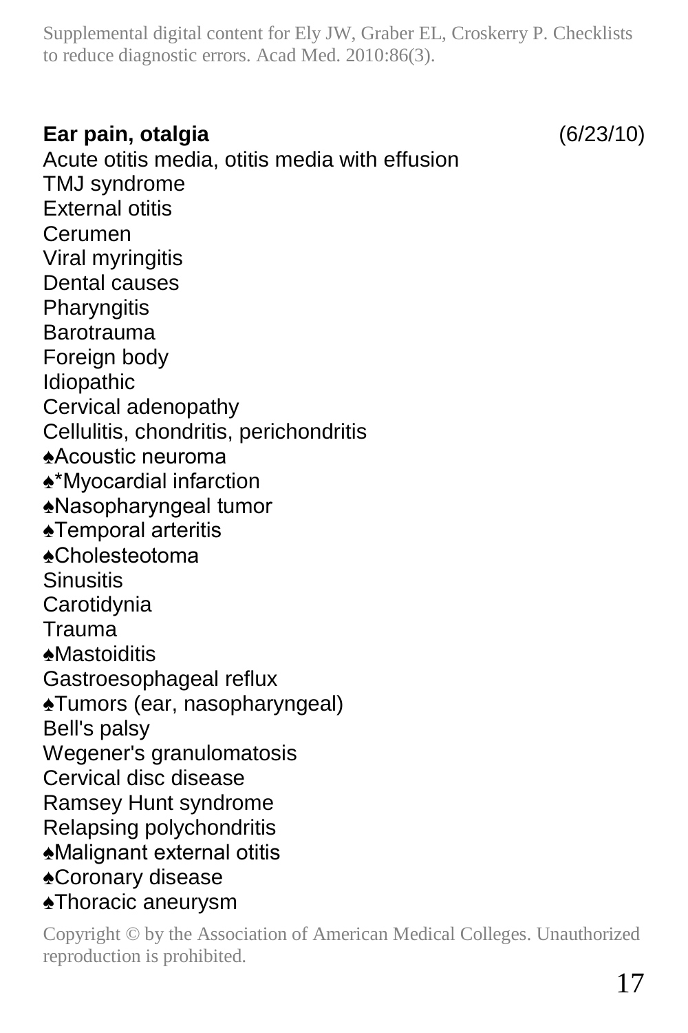**Ear pain, otalgia** (6/23/10)

Acute otitis media, otitis media with effusion
TMJ syndrome
External otitis
Cerumen
Viral myringitis
Dental causes
Pharyngitis
Barotrauma
Foreign body
Idiopathic
Cervical adenopathy
Cellulitis, chondritis, perichondritis
♠Acoustic neuroma
♠*Myocardial infarction
♠Nasopharyngeal tumor
♠Temporal arteritis
♠Cholesteotoma
Sinusitis
Carotidynia
Trauma
♠Mastoiditis
Gastroesophageal reflux
♠Tumors (ear, nasopharyngeal)
Bell's palsy
Wegener's granulomatosis
Cervical disc disease
Ramsey Hunt syndrome
Relapsing polychondritis
♠Malignant external otitis
♠Coronary disease
♠Thoracic aneurysm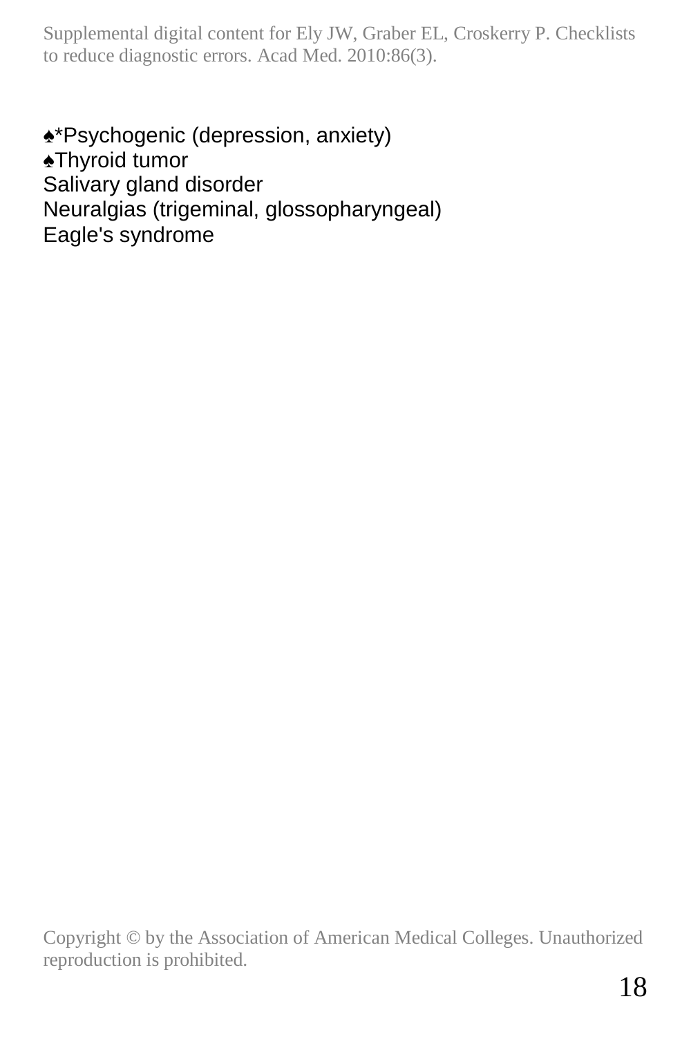♠*Psychogenic (depression, anxiety)
♠Thyroid tumor
Salivary gland disorder
Neuralgias (trigeminal, glossopharyngeal)
Eagle's syndrome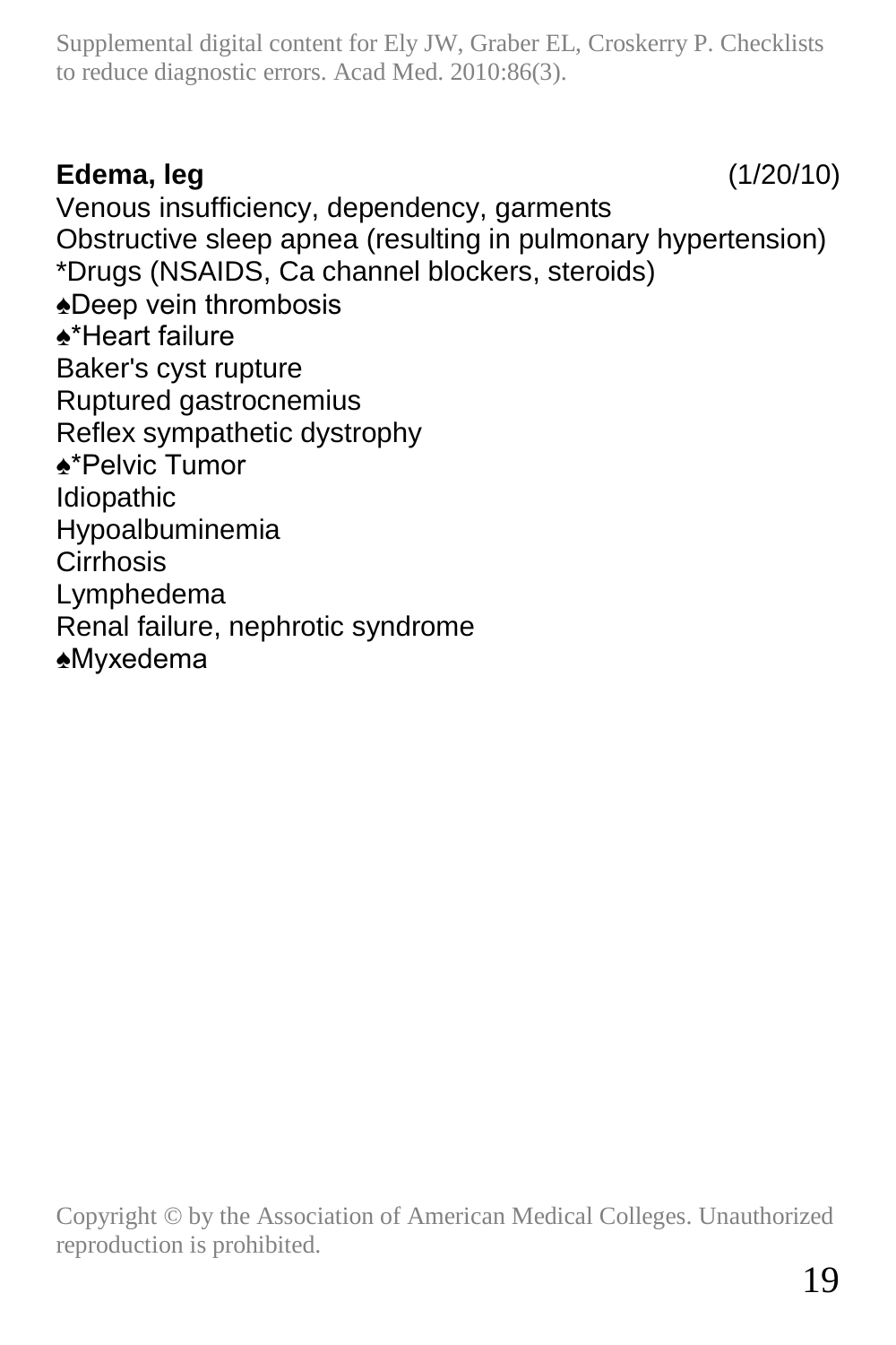**Edema, leg** (1/20/10)

Venous insufficiency, dependency, garments
Obstructive sleep apnea (resulting in pulmonary hypertension)
*Drugs (NSAIDS, Ca channel blockers, steroids)
♠Deep vein thrombosis
♠*Heart failure
Baker's cyst rupture
Ruptured gastrocnemius
Reflex sympathetic dystrophy
♠*Pelvic Tumor
Idiopathic
Hypoalbuminemia
Cirrhosis
Lymphedema
Renal failure, nephrotic syndrome
♠Myxedema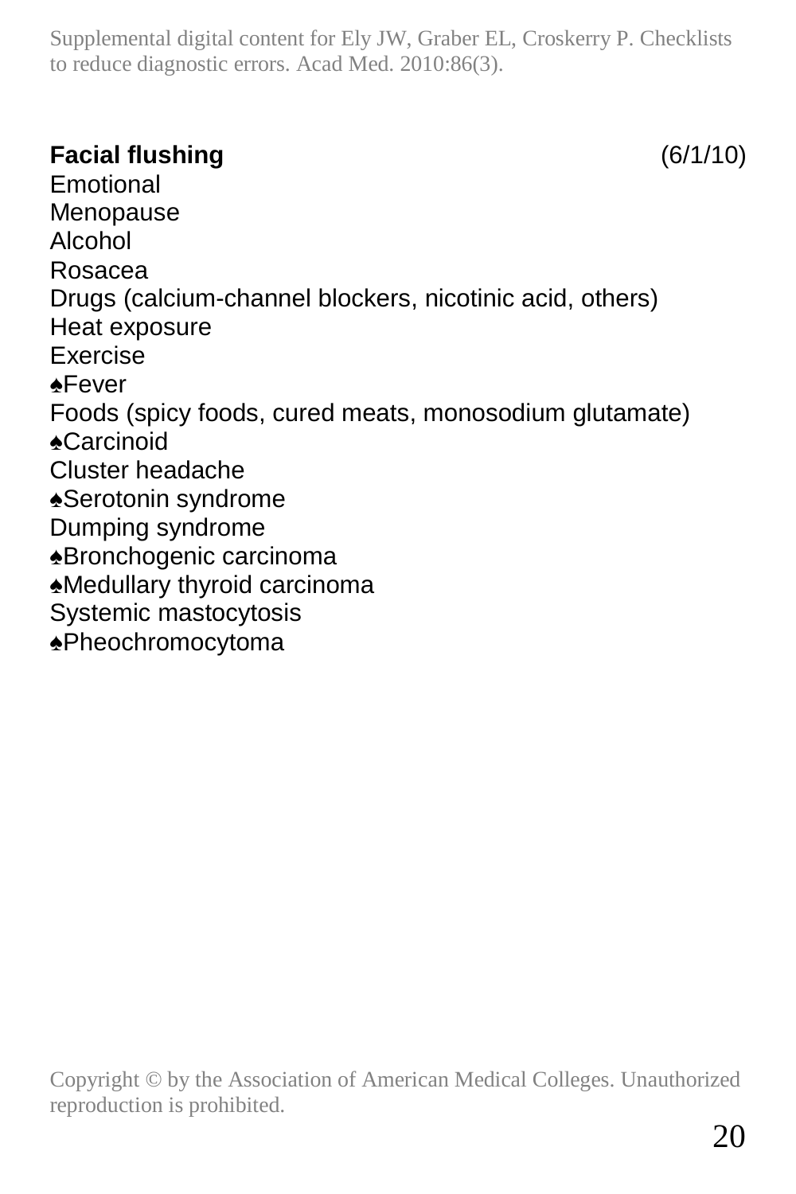**Facial flushing** (6/1/10)

Emotional
Menopause
Alcohol
Rosacea
Drugs (calcium-channel blockers, nicotinic acid, others)
Heat exposure
Exercise
♠Fever
Foods (spicy foods, cured meats, monosodium glutamate)
♠Carcinoid
Cluster headache
♠Serotonin syndrome
Dumping syndrome
♠Bronchogenic carcinoma
♠Medullary thyroid carcinoma
Systemic mastocytosis
♠Pheochromocytoma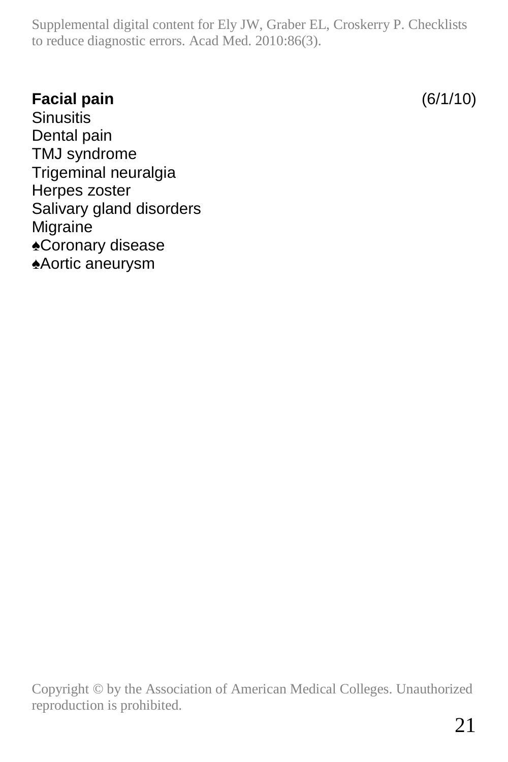**Facial pain** (6/1/10)

Sinusitis
Dental pain
TMJ syndrome
Trigeminal neuralgia
Herpes zoster
Salivary gland disorders
Migraine
♠Coronary disease
♠Aortic aneurysm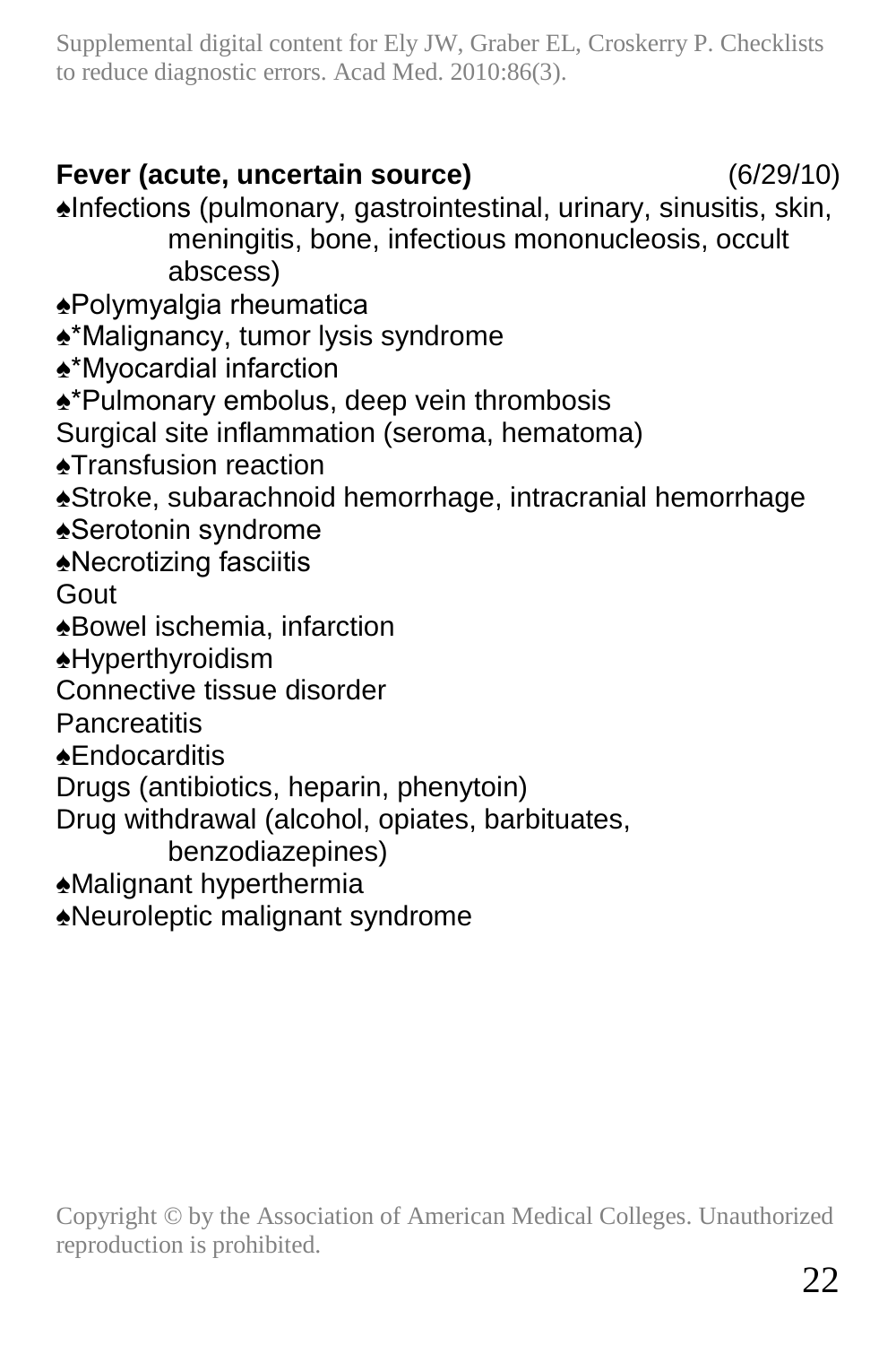**Fever (acute, uncertain source)** (6/29/10)

♠Infections (pulmonary, gastrointestinal, urinary, sinusitis, skin, meningitis, bone, infectious mononucleosis, occult abscess)
♠Polymyalgia rheumatica
♠*Malignancy, tumor lysis syndrome
♠*Myocardial infarction
♠*Pulmonary embolus, deep vein thrombosis
Surgical site inflammation (seroma, hematoma)
♠Transfusion reaction
♠Stroke, subarachnoid hemorrhage, intracranial hemorrhage
♠Serotonin syndrome
♠Necrotizing fasciitis
Gout
♠Bowel ischemia, infarction
♠Hyperthyroidism
Connective tissue disorder
Pancreatitis
♠Endocarditis
Drugs (antibiotics, heparin, phenytoin)
Drug withdrawal (alcohol, opiates, barbituates, benzodiazepines)
♠Malignant hyperthermia
♠Neuroleptic malignant syndrome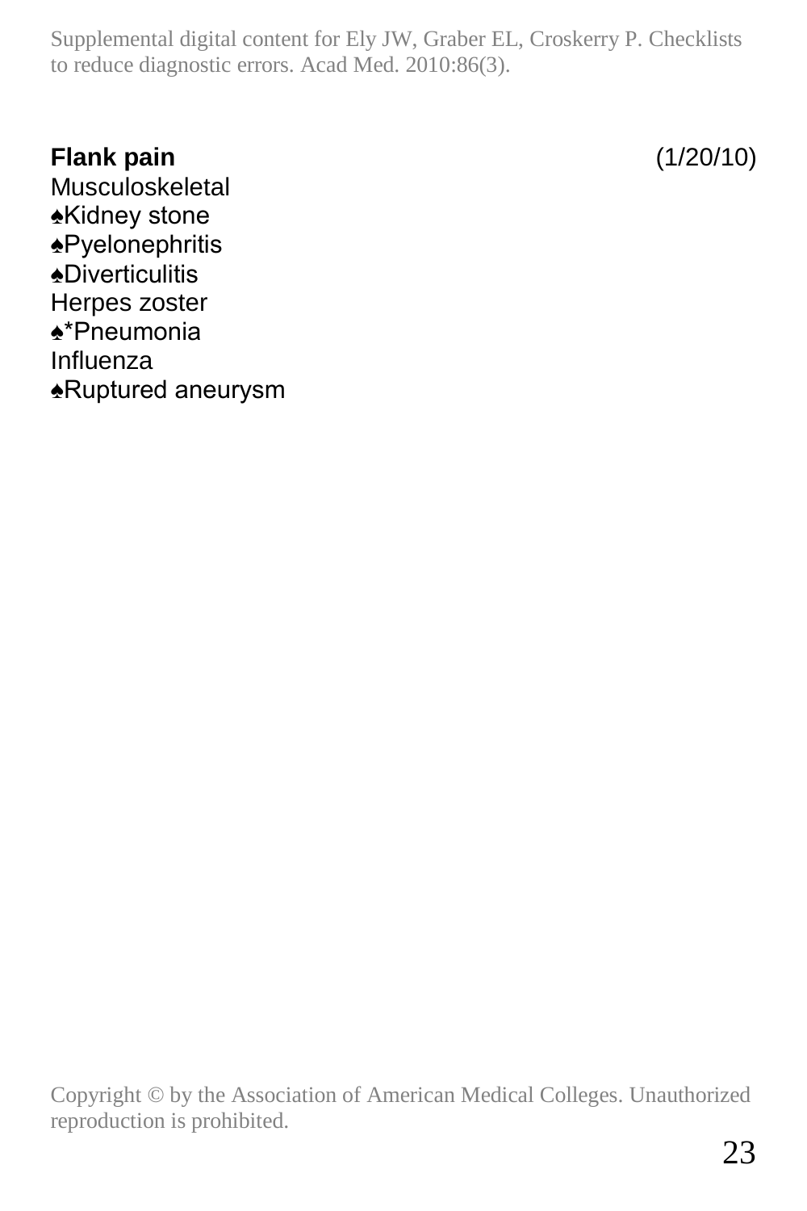**Flank pain** (1/20/10)

Musculoskeletal
♠Kidney stone
♠Pyelonephritis
♠Diverticulitis
Herpes zoster
♠*Pneumonia
Influenza
♠Ruptured aneurysm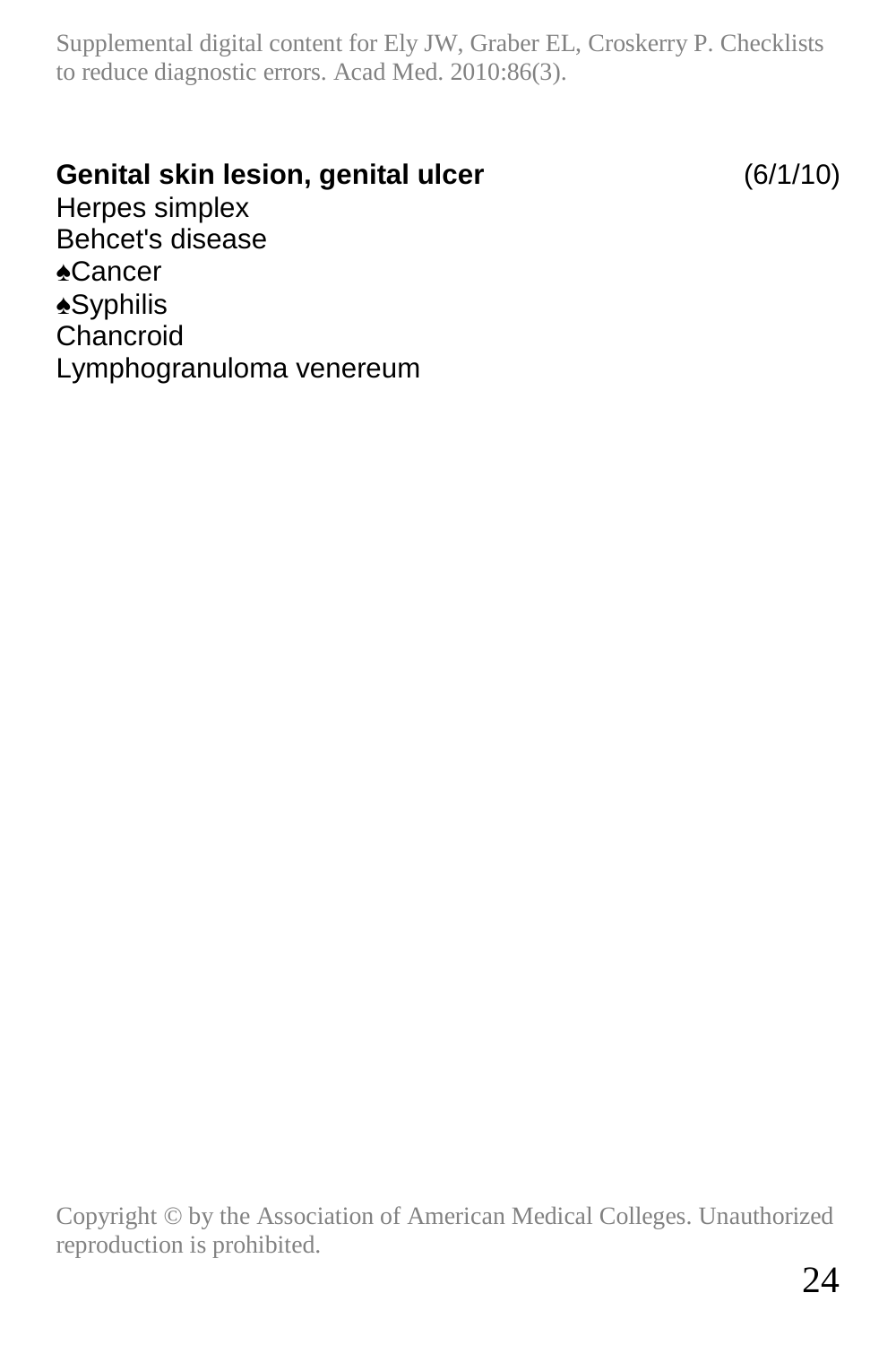**Genital skin lesion, genital ulcer** (6/1/10)

Herpes simplex
Behcet's disease
♠Cancer
♠Syphilis
Chancroid
Lymphogranuloma venereum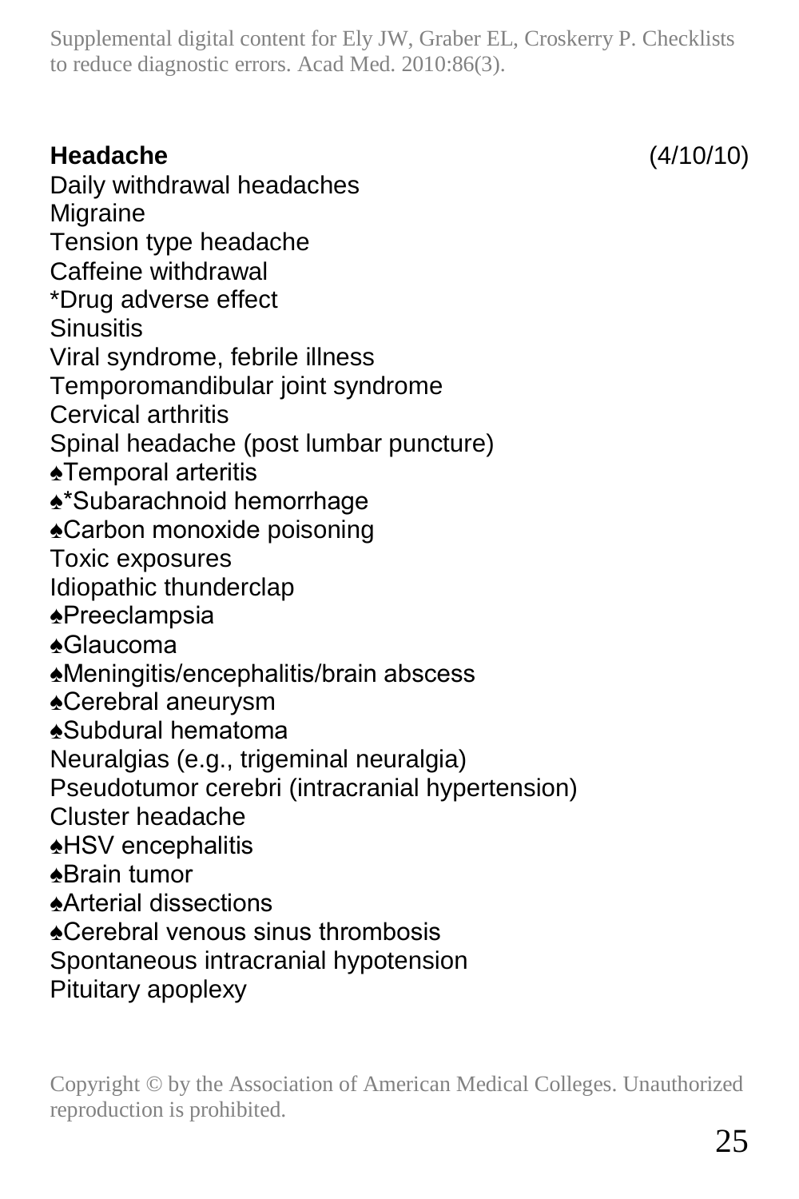**Headache** (4/10/10)

Daily withdrawal headaches
Migraine
Tension type headache
Caffeine withdrawal
*Drug adverse effect
Sinusitis
Viral syndrome, febrile illness
Temporomandibular joint syndrome
Cervical arthritis
Spinal headache (post lumbar puncture)
♠Temporal arteritis
♠*Subarachnoid hemorrhage
♠Carbon monoxide poisoning
Toxic exposures
Idiopathic thunderclap
♠Preeclampsia
♠Glaucoma
♠Meningitis/encephalitis/brain abscess
♠Cerebral aneurysm
♠Subdural hematoma
Neuralgias (e.g., trigeminal neuralgia)
Pseudotumor cerebri (intracranial hypertension)
Cluster headache
♠HSV encephalitis
♠Brain tumor
♠Arterial dissections
♠Cerebral venous sinus thrombosis
Spontaneous intracranial hypotension
Pituitary apoplexy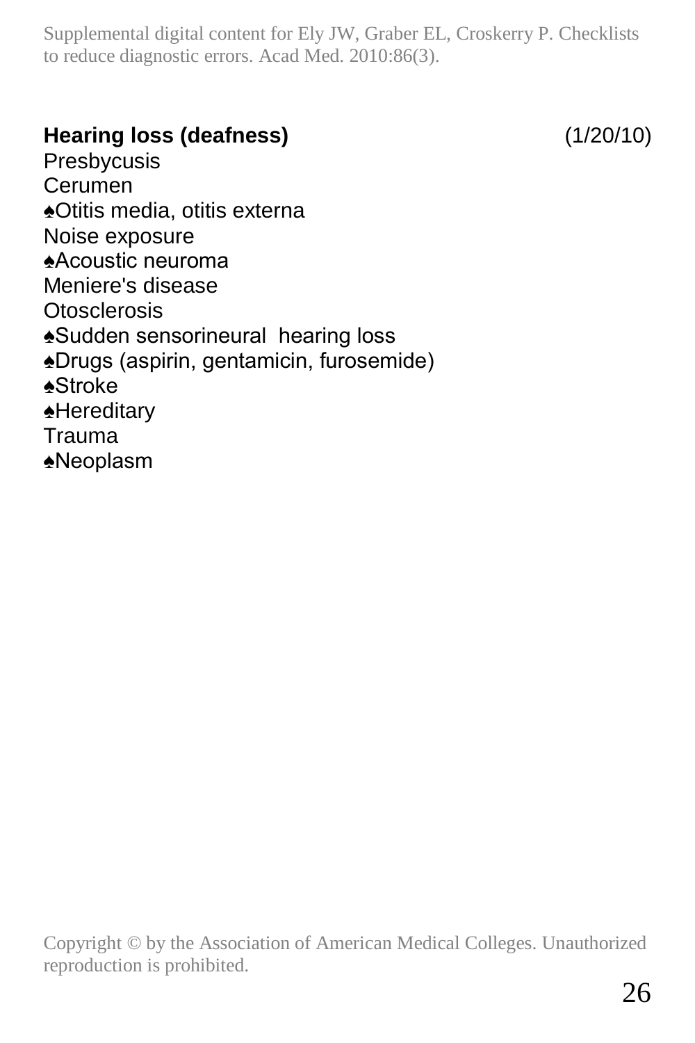**Hearing loss (deafness)** (1/20/10)

Presbycusis
Cerumen
♠Otitis media, otitis externa
Noise exposure
♠Acoustic neuroma
Meniere's disease
Otosclerosis
♠Sudden sensorineural hearing loss
♠Drugs (aspirin, gentamicin, furosemide)
♠Stroke
♠Hereditary
Trauma
♠Neoplasm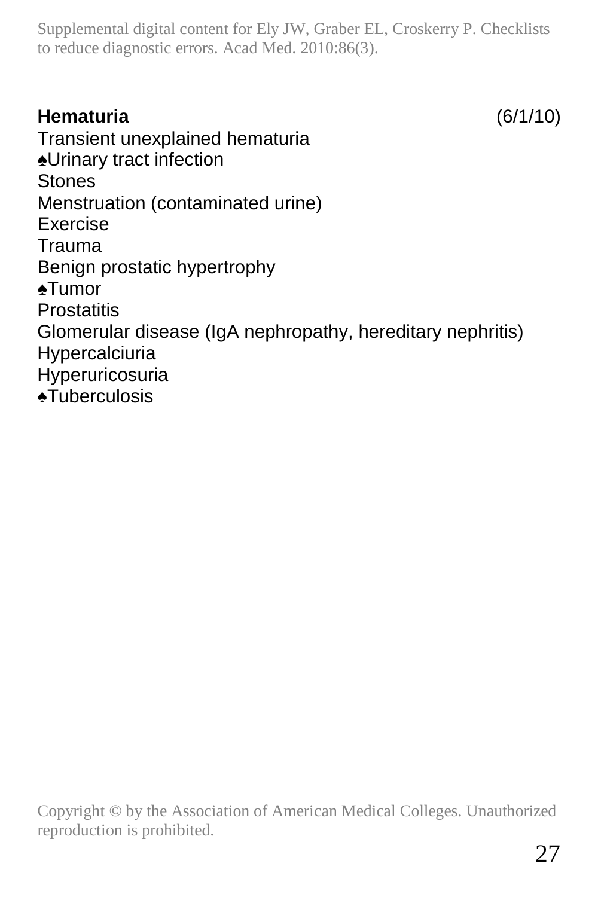**Hematuria** (6/1/10)

Transient unexplained hematuria
♠Urinary tract infection
Stones
Menstruation (contaminated urine)
Exercise
Trauma
Benign prostatic hypertrophy
♠Tumor
Prostatitis
Glomerular disease (IgA nephropathy, hereditary nephritis)
Hypercalciuria
Hyperuricosuria
♠Tuberculosis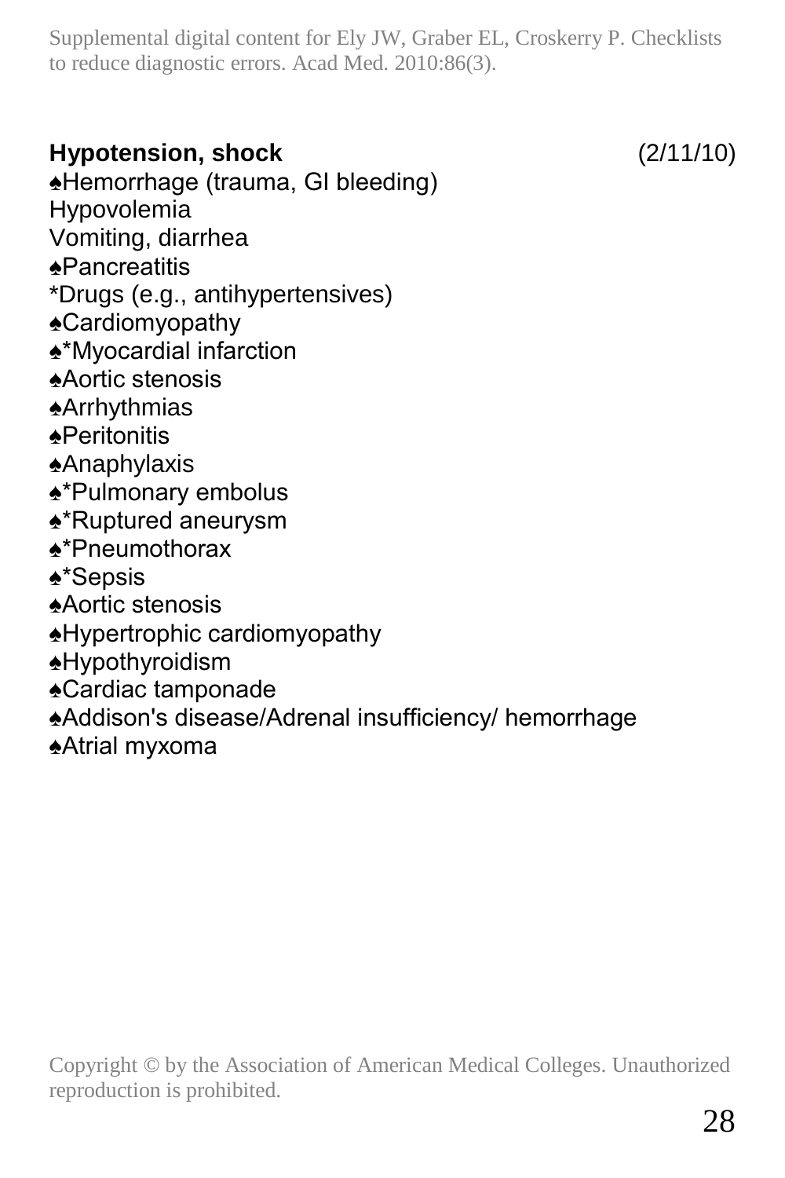**Hypotension, shock** (2/11/10)

♠Hemorrhage (trauma, GI bleeding)
Hypovolemia
Vomiting, diarrhea
♠Pancreatitis
*Drugs (e.g., antihypertensives)
♠Cardiomyopathy
♠*Myocardial infarction
♠Aortic stenosis
♠Arrhythmias
♠Peritonitis
♠Anaphylaxis
♠*Pulmonary embolus
♠*Ruptured aneurysm
♠*Pneumothorax
♠*Sepsis
♠Aortic stenosis
♠Hypertrophic cardiomyopathy
♠Hypothyroidism
♠Cardiac tamponade
♠Addison's disease/Adrenal insufficiency/ hemorrhage
♠Atrial myxoma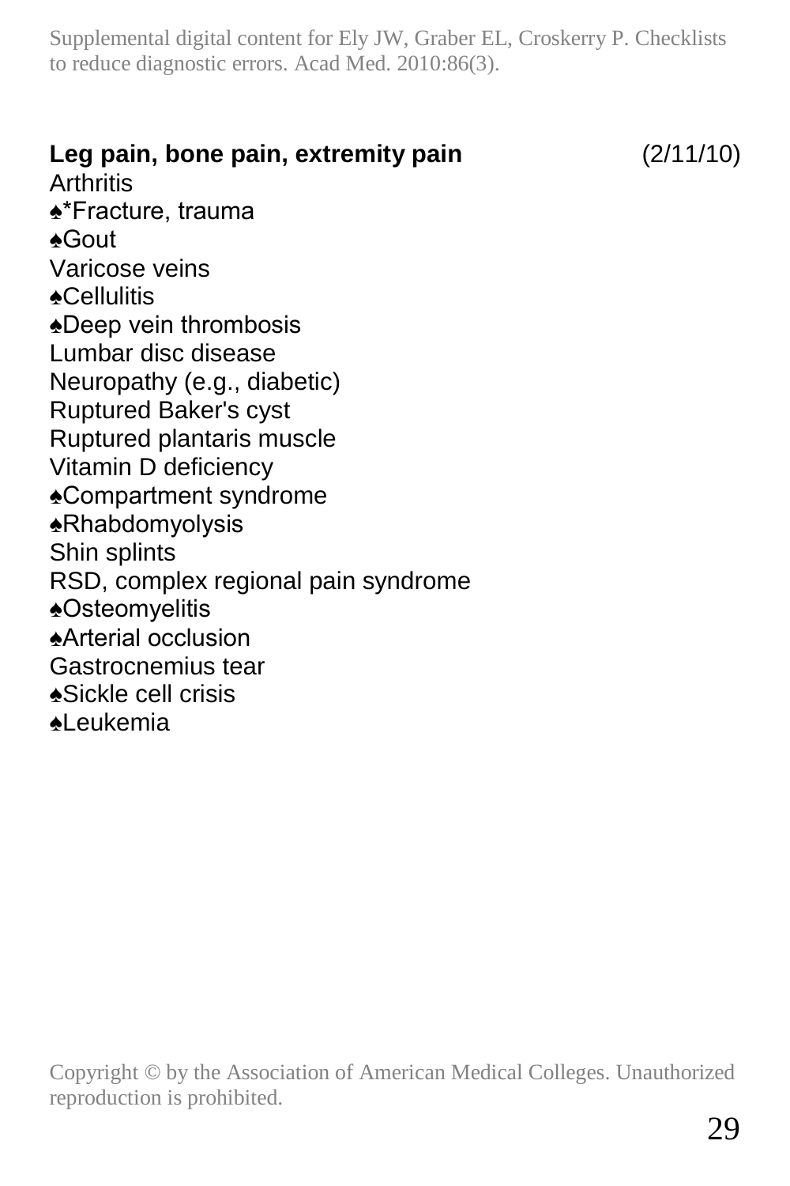**Leg pain, bone pain, extremity pain** (2/11/10)

Arthritis
♠*Fracture, trauma
♠Gout
Varicose veins
♠Cellulitis
♠Deep vein thrombosis
Lumbar disc disease
Neuropathy (e.g., diabetic)
Ruptured Baker's cyst
Ruptured plantaris muscle
Vitamin D deficiency
♠Compartment syndrome
♠Rhabdomyolysis
Shin splints
RSD, complex regional pain syndrome
♠Osteomyelitis
♠Arterial occlusion
Gastrocnemius tear
♠Sickle cell crisis
♠Leukemia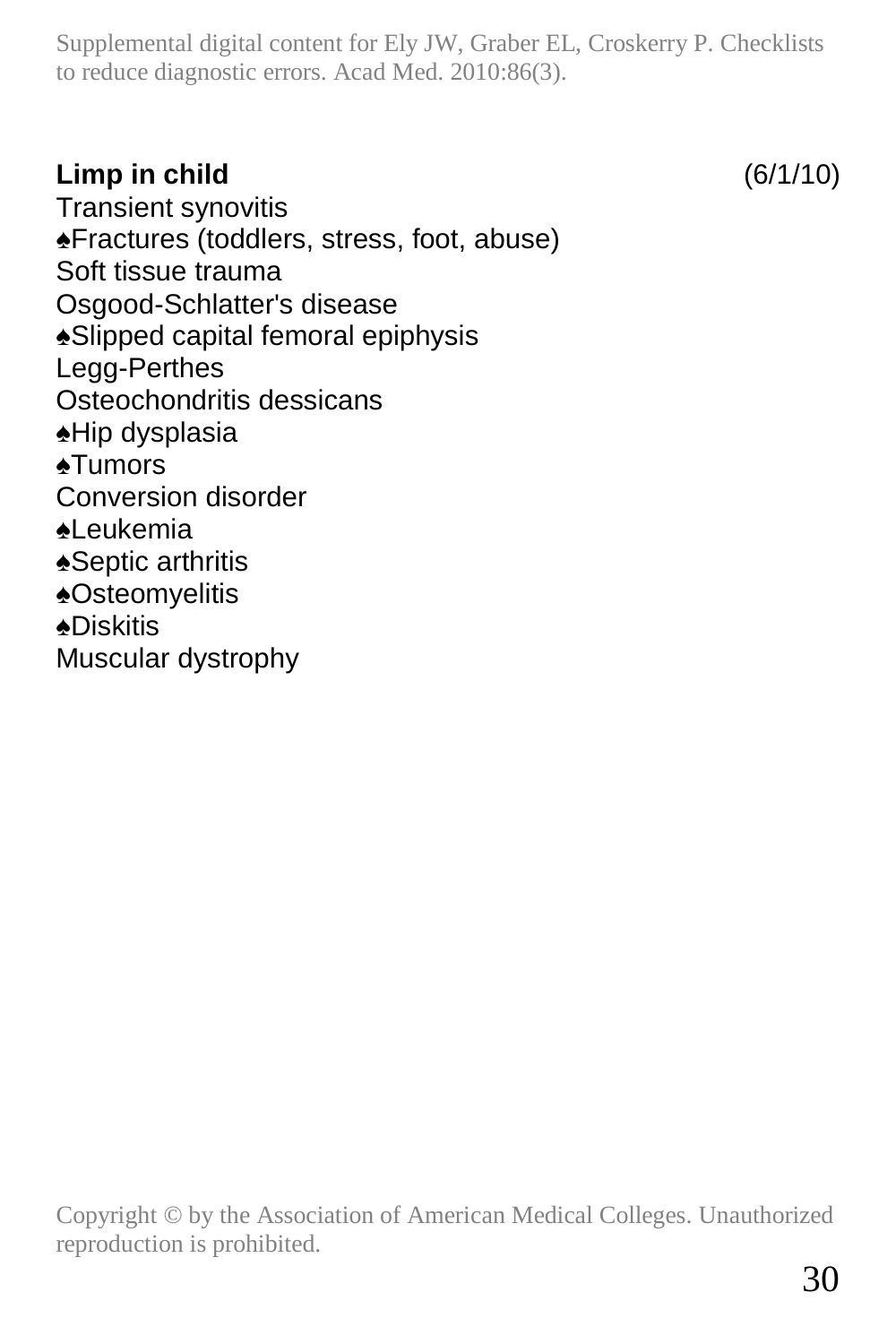**Limp in child** (6/1/10)

Transient synovitis
♠Fractures (toddlers, stress, foot, abuse)
Soft tissue trauma
Osgood-Schlatter's disease
♠Slipped capital femoral epiphysis
Legg-Perthes
Osteochondritis dessicans
♠Hip dysplasia
♠Tumors
Conversion disorder
♠Leukemia
♠Septic arthritis
♠Osteomyelitis
♠Diskitis
Muscular dystrophy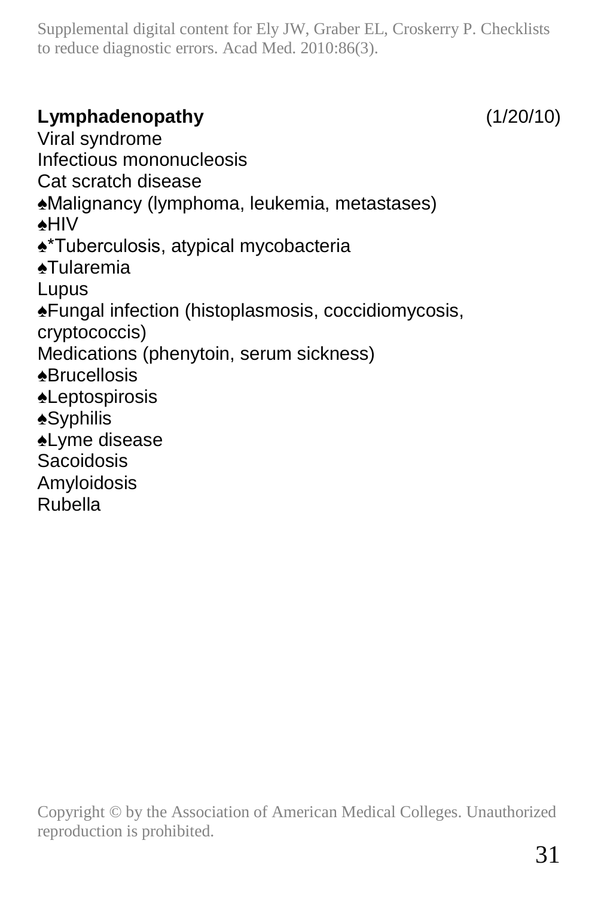**Lymphadenopathy** (1/20/10)

Viral syndrome
Infectious mononucleosis
Cat scratch disease
♠Malignancy (lymphoma, leukemia, metastases)
♠HIV
♠*Tuberculosis, atypical mycobacteria
♠Tularemia
Lupus
♠Fungal infection (histoplasmosis, coccidiomycosis, cryptococcis)
Medications (phenytoin, serum sickness)
♠Brucellosis
♠Leptospirosis
♠Syphilis
♠Lyme disease
Sacoidosis
Amyloidosis
Rubella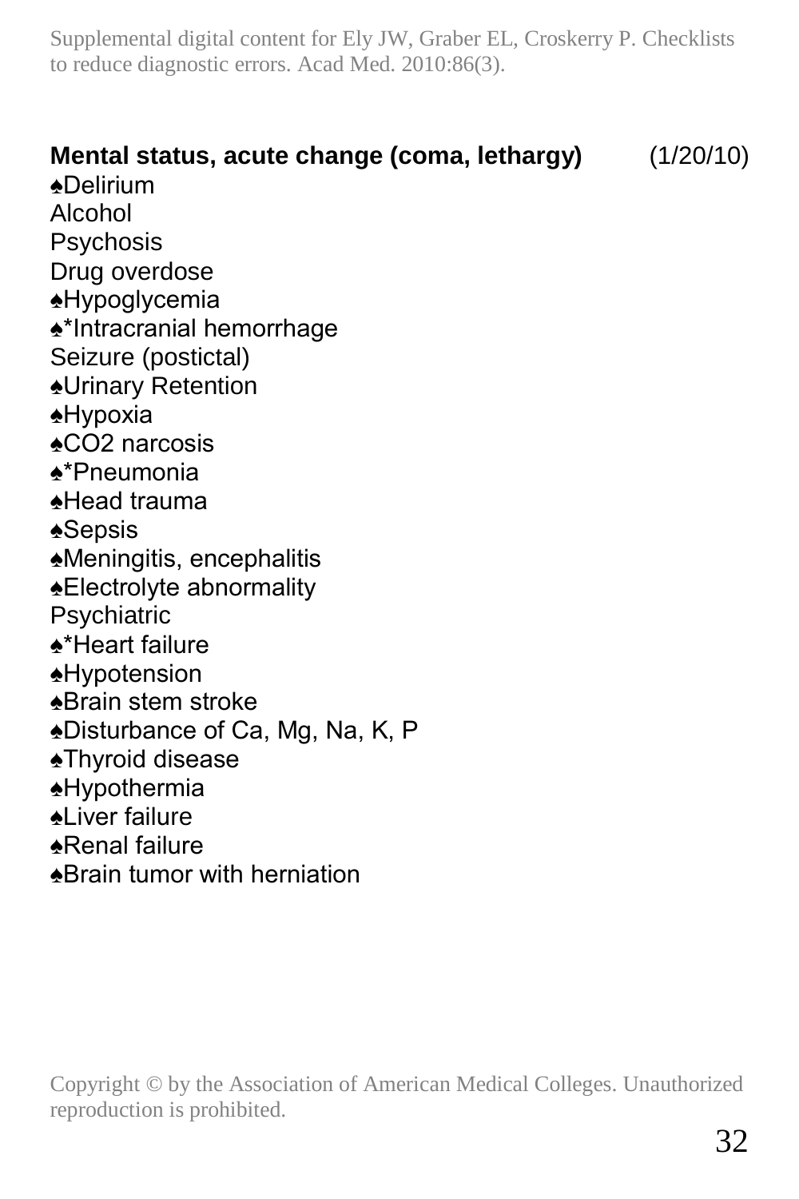**Mental status, acute change (coma, lethargy)** (1/20/10)

♠Delirium
Alcohol
Psychosis
Drug overdose
♠Hypoglycemia
♠*Intracranial hemorrhage
Seizure (postictal)
♠Urinary Retention
♠Hypoxia
♠CO2 narcosis
♠*Pneumonia
♠Head trauma
♠Sepsis
♠Meningitis, encephalitis
♠Electrolyte abnormality
Psychiatric
♠*Heart failure
♠Hypotension
♠Brain stem stroke
♠Disturbance of Ca, Mg, Na, K, P
♠Thyroid disease
♠Hypothermia
♠Liver failure
♠Renal failure
♠Brain tumor with herniation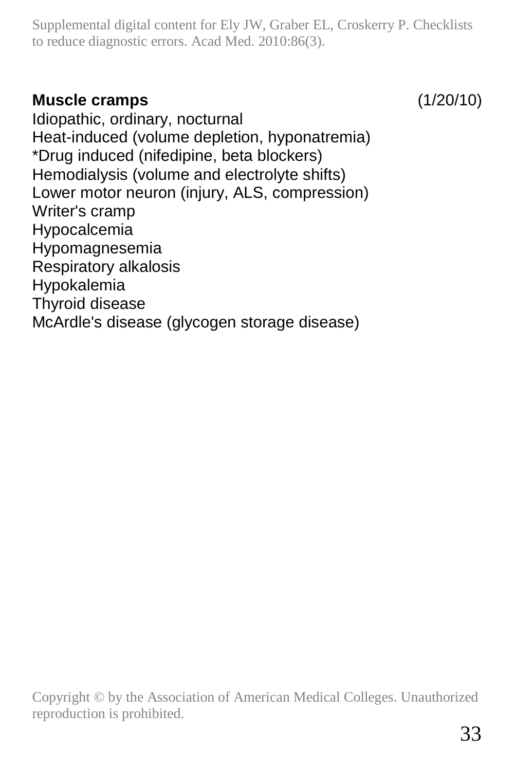**Muscle cramps** (1/20/10)

Idiopathic, ordinary, nocturnal
Heat-induced (volume depletion, hyponatremia)
*Drug induced (nifedipine, beta blockers)
Hemodialysis (volume and electrolyte shifts)
Lower motor neuron (injury, ALS, compression)
Writer's cramp
Hypocalcemia
Hypomagnesemia
Respiratory alkalosis
Hypokalemia
Thyroid disease
McArdle's disease (glycogen storage disease)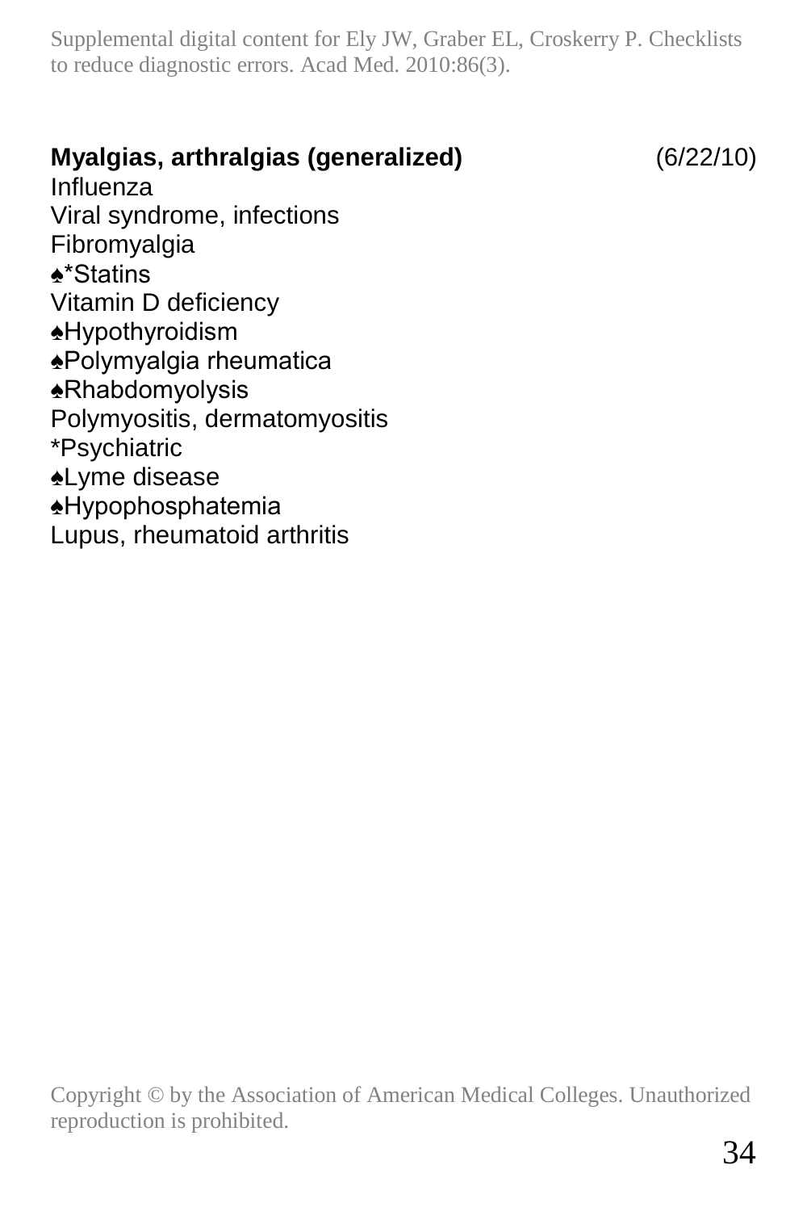**Myalgias, arthralgias (generalized)** (6/22/10)

Influenza
Viral syndrome, infections
Fibromyalgia
♠*Statins
Vitamin D deficiency
♠Hypothyroidism
♠Polymyalgia rheumatica
♠Rhabdomyolysis
Polymyositis, dermatomyositis
*Psychiatric
♠Lyme disease
♠Hypophosphatemia
Lupus, rheumatoid arthritis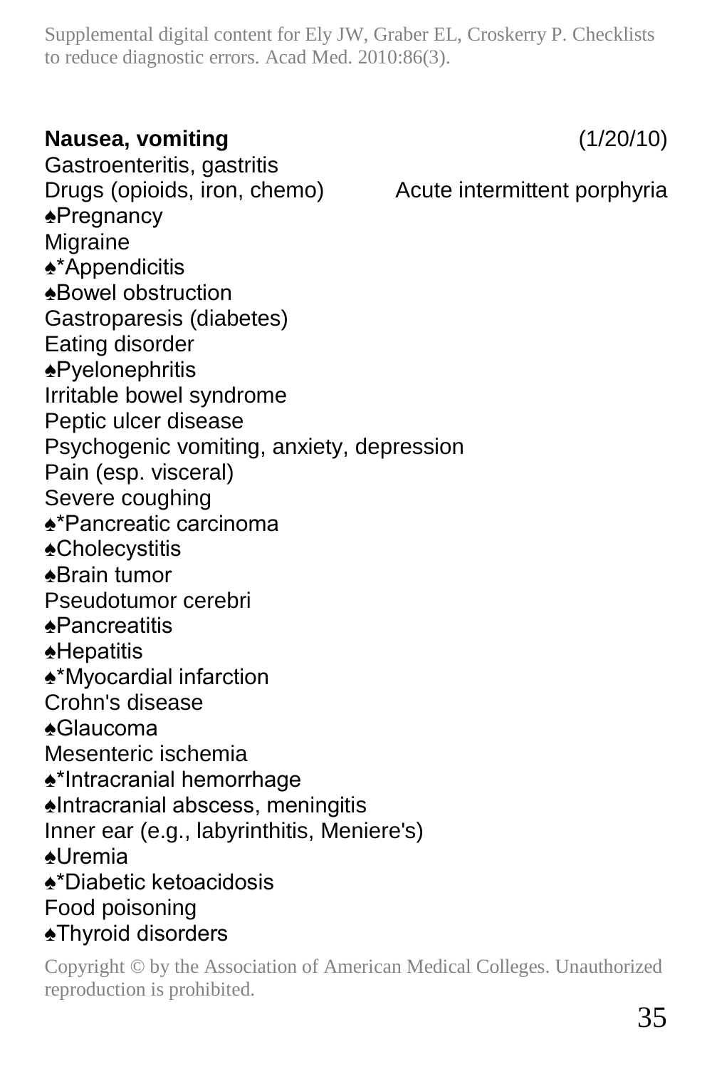**Nausea, vomiting** (1/20/10)

Gastroenteritis, gastritis
Drugs (opioids, iron, chemo)
♠Pregnancy
Migraine
♠*Appendicitis
♠Bowel obstruction
Gastroparesis (diabetes)
Eating disorder
♠Pyelonephritis
Irritable bowel syndrome
Peptic ulcer disease
Psychogenic vomiting, anxiety, depression
Pain (esp. visceral)
Severe coughing
♠*Pancreatic carcinoma
♠Cholecystitis
♠Brain tumor
Pseudotumor cerebri
♠Pancreatitis
♠Hepatitis
♠*Myocardial infarction
Crohn's disease
♠Glaucoma
Mesenteric ischemia
♠*Intracranial hemorrhage
♠Intracranial abscess, meningitis
Inner ear (e.g., labyrinthitis, Meniere's)
♠Uremia
♠*Diabetic ketoacidosis
Food poisoning
♠Thyroid disorders

Acute intermittent porphyria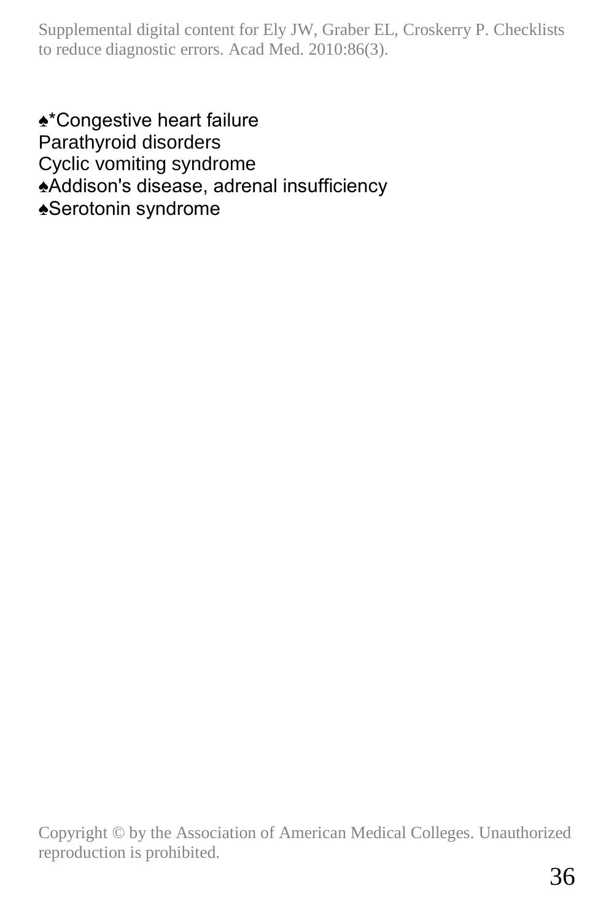♠*Congestive heart failure
Parathyroid disorders
Cyclic vomiting syndrome
♠Addison's disease, adrenal insufficiency
♠Serotonin syndrome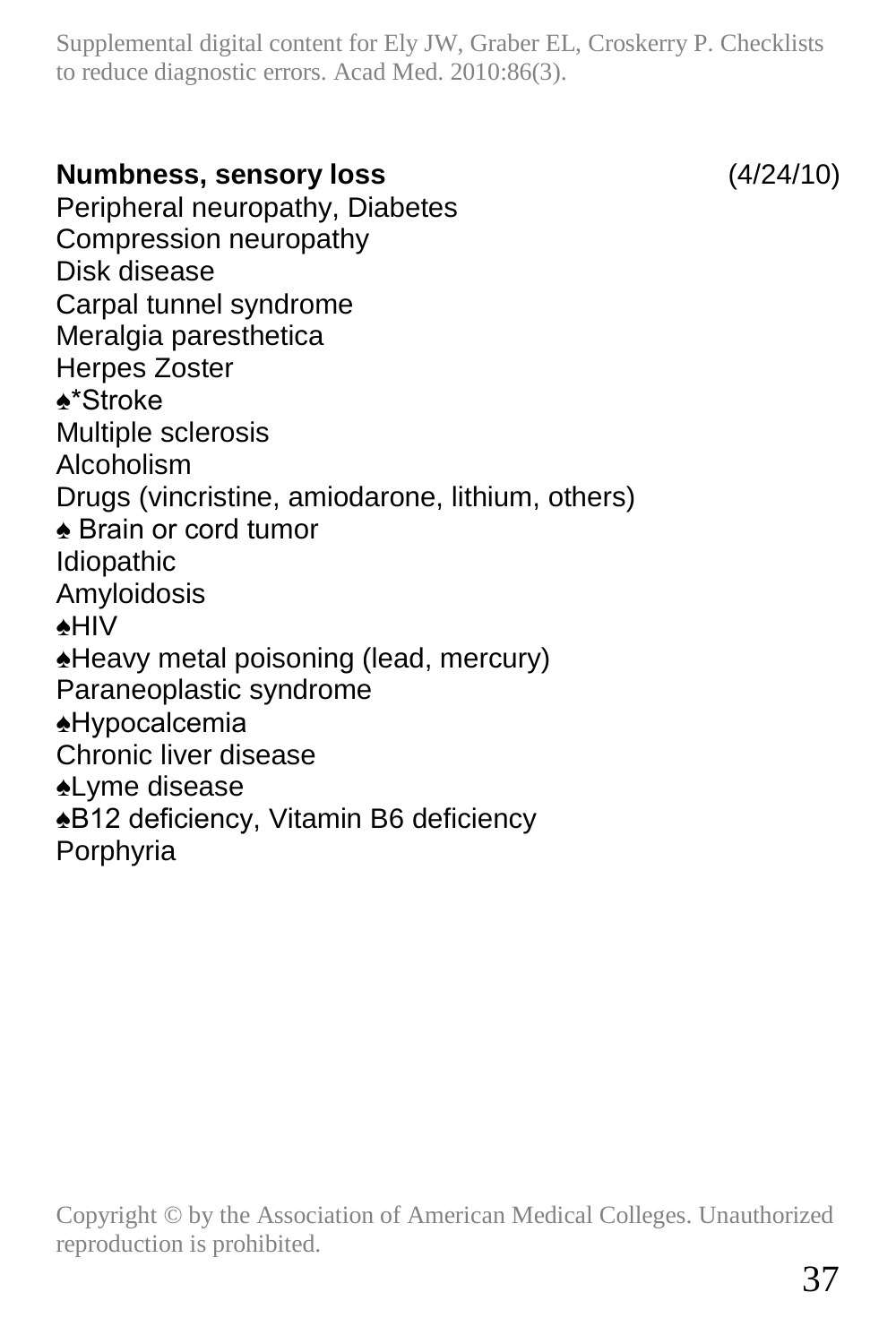**Numbness, sensory loss** (4/24/10)

Peripheral neuropathy, Diabetes
Compression neuropathy
Disk disease
Carpal tunnel syndrome
Meralgia paresthetica
Herpes Zoster
♠*Stroke
Multiple sclerosis
Alcoholism
Drugs (vincristine, amiodarone, lithium, others)
♠ Brain or cord tumor
Idiopathic
Amyloidosis
♠HIV
♠Heavy metal poisoning (lead, mercury)
Paraneoplastic syndrome
♠Hypocalcemia
Chronic liver disease
♠Lyme disease
♠B12 deficiency, Vitamin B6 deficiency
Porphyria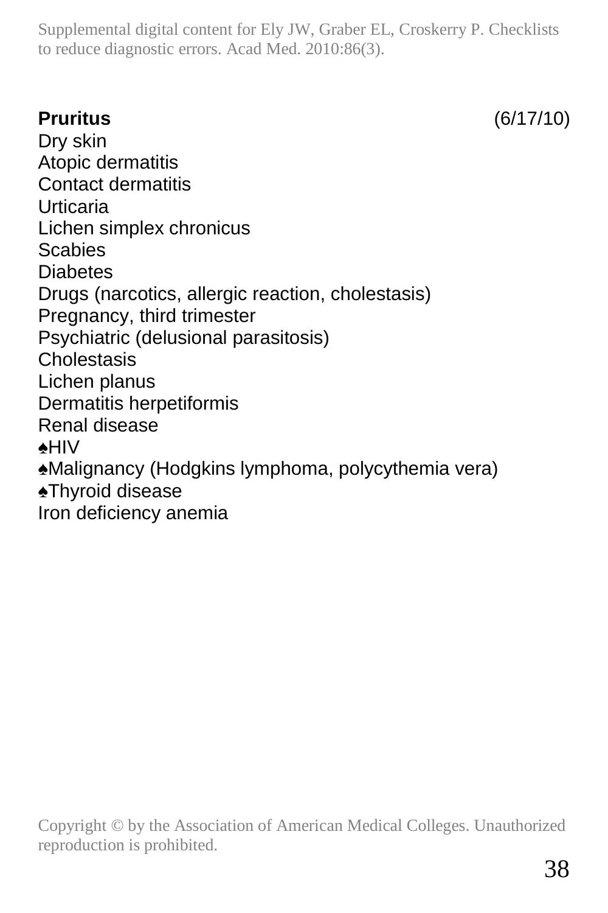**Pruritus** (6/17/10)

Dry skin
Atopic dermatitis
Contact dermatitis
Urticaria
Lichen simplex chronicus
Scabies
Diabetes
Drugs (narcotics, allergic reaction, cholestasis)
Pregnancy, third trimester
Psychiatric (delusional parasitosis)
Cholestasis
Lichen planus
Dermatitis herpetiformis
Renal disease
♠HIV
♠Malignancy (Hodgkins lymphoma, polycythemia vera)
♠Thyroid disease
Iron deficiency anemia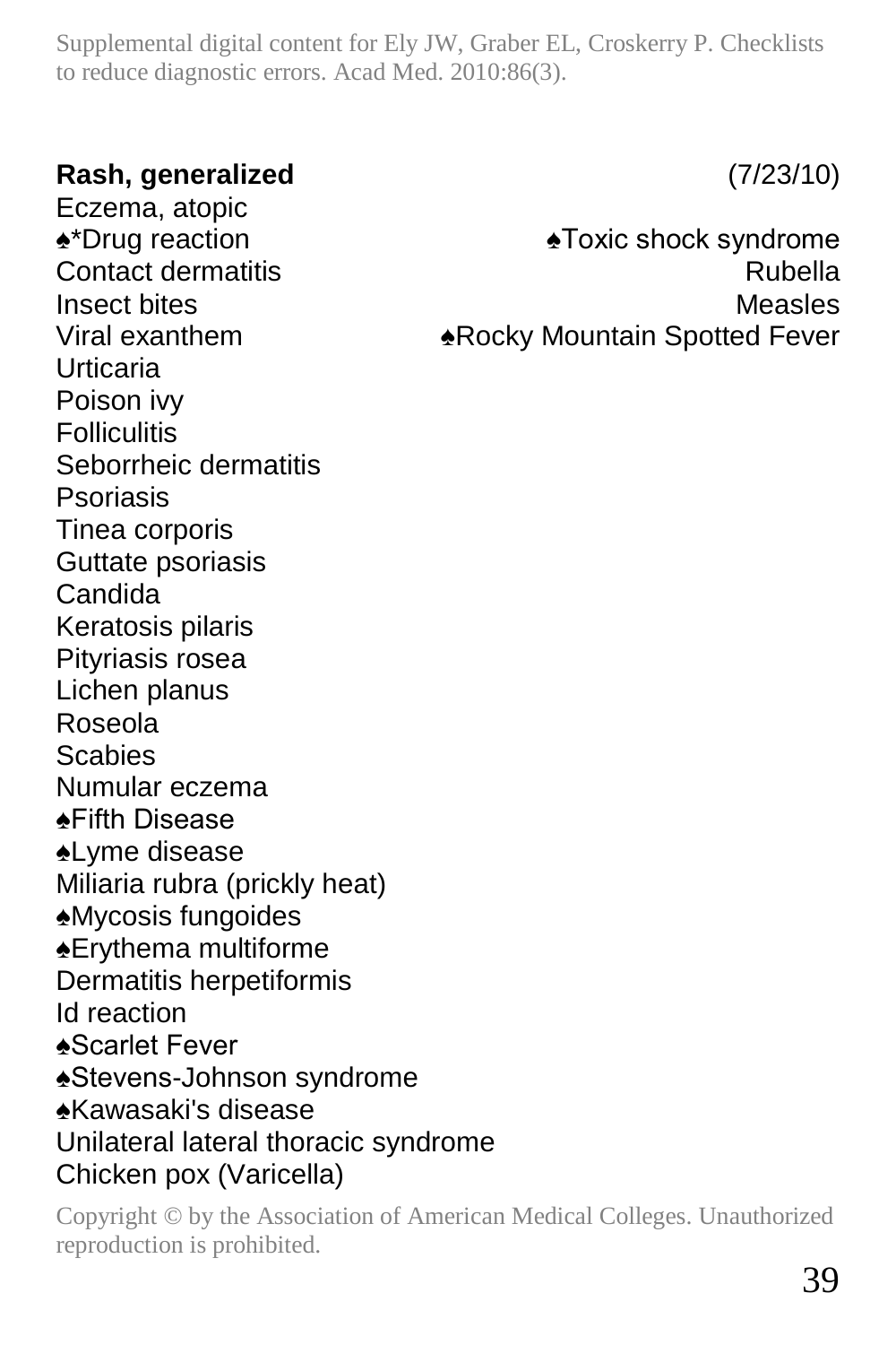**Rash, generalized** (7/23/10)

Eczema, atopic
♠*Drug reaction
Contact dermatitis
Insect bites
Viral exanthem
Urticaria
Poison ivy
Folliculitis
Seborrheic dermatitis
Psoriasis
Tinea corporis
Guttate psoriasis
Candida
Keratosis pilaris
Pityriasis rosea
Lichen planus
Roseola
Scabies
Numular eczema
♠Fifth Disease
♠Lyme disease
Miliaria rubra (prickly heat)
♠Mycosis fungoides
♠Erythema multiforme
Dermatitis herpetiformis
Id reaction
♠Scarlet Fever
♠Stevens-Johnson syndrome
♠Kawasaki's disease
Unilateral lateral thoracic syndrome
Chicken pox (Varicella)

♠Toxic shock syndrome
Rubella
Measles
♠Rocky Mountain Spotted Fever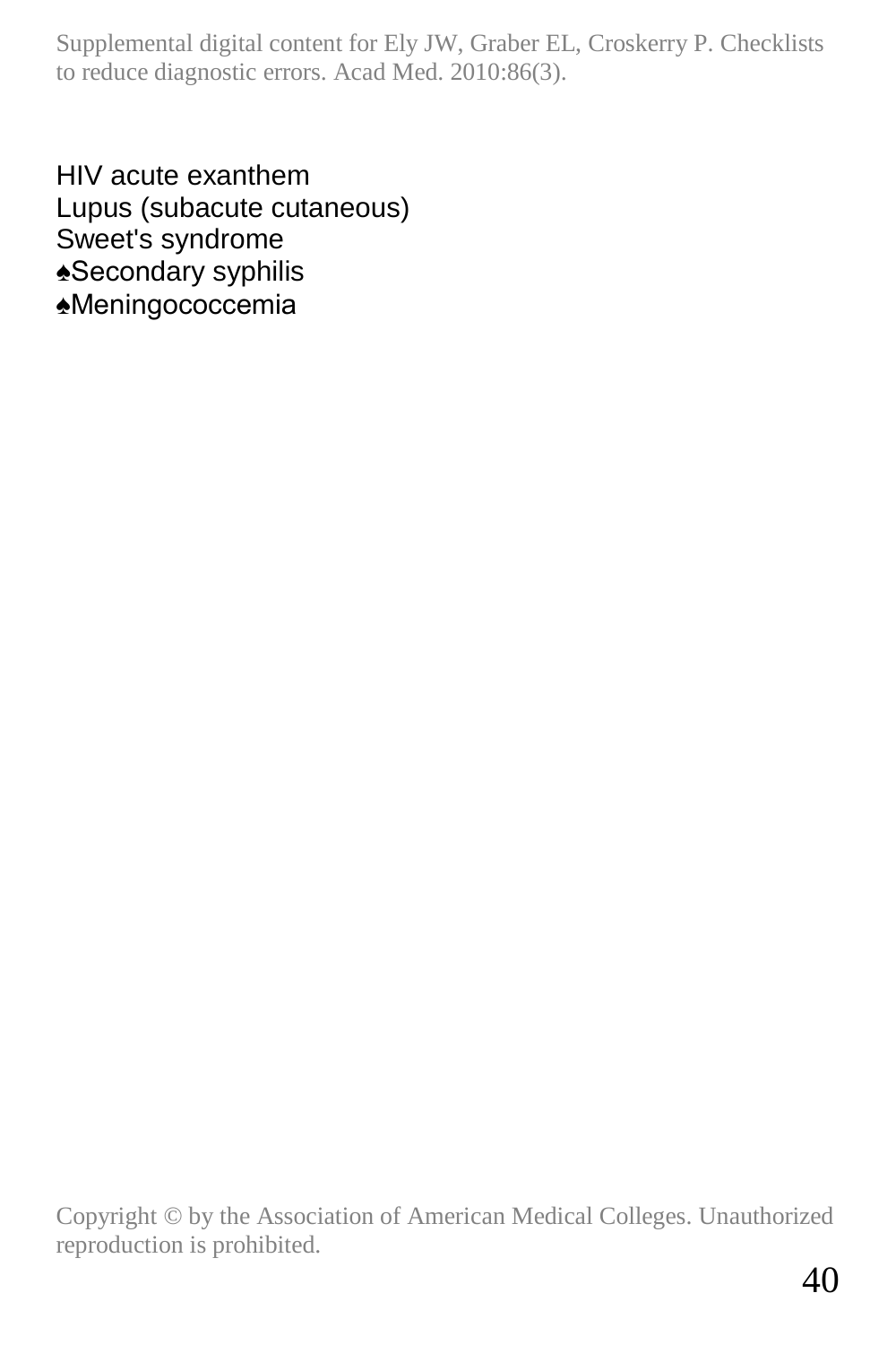HIV acute exanthem
Lupus (subacute cutaneous)
Sweet's syndrome
♠Secondary syphilis
♠Meningococcemia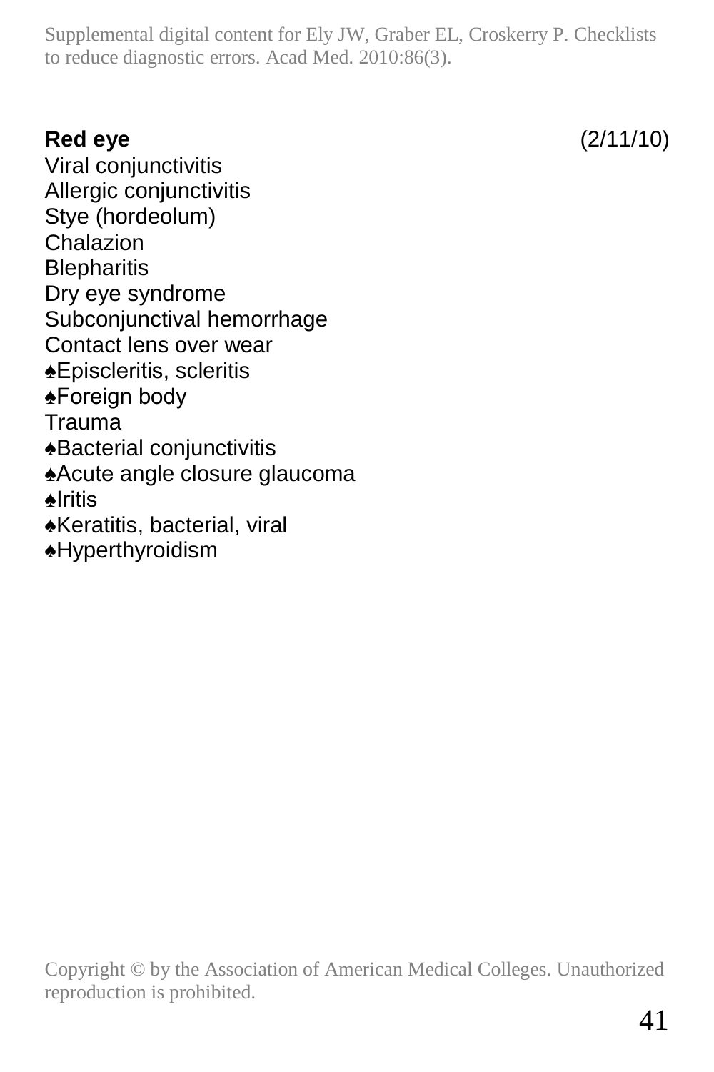**Red eye** (2/11/10)

Viral conjunctivitis
Allergic conjunctivitis
Stye (hordeolum)
Chalazion
Blepharitis
Dry eye syndrome
Subconjunctival hemorrhage
Contact lens over wear
♠Episcleritis, scleritis
♠Foreign body
Trauma
♠Bacterial conjunctivitis
♠Acute angle closure glaucoma
♠Iritis
♠Keratitis, bacterial, viral
♠Hyperthyroidism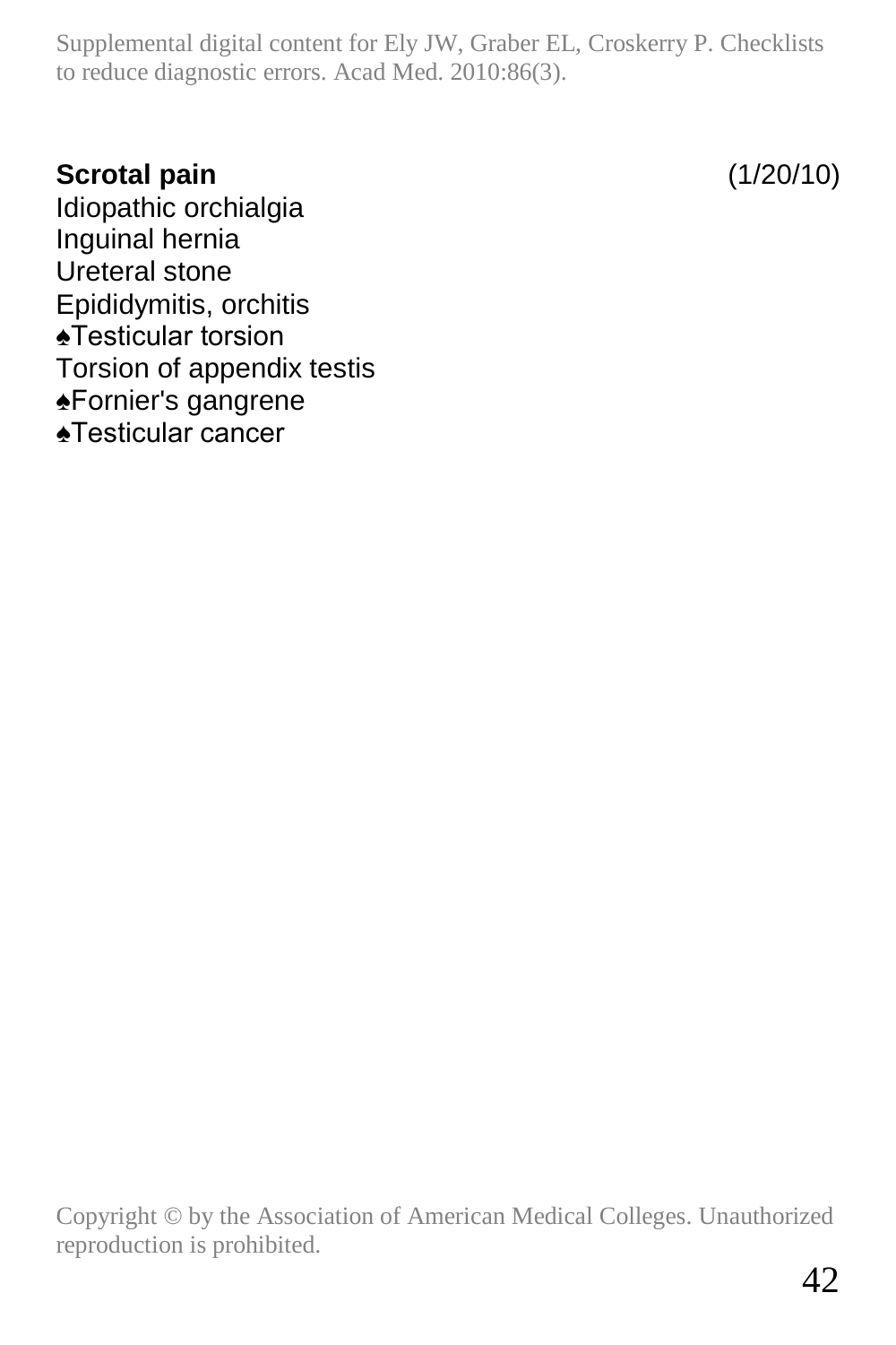**Scrotal pain** (1/20/10)

Idiopathic orchialgia
Inguinal hernia
Ureteral stone
Epididymitis, orchitis
♠Testicular torsion
Torsion of appendix testis
♠Fornier's gangrene
♠Testicular cancer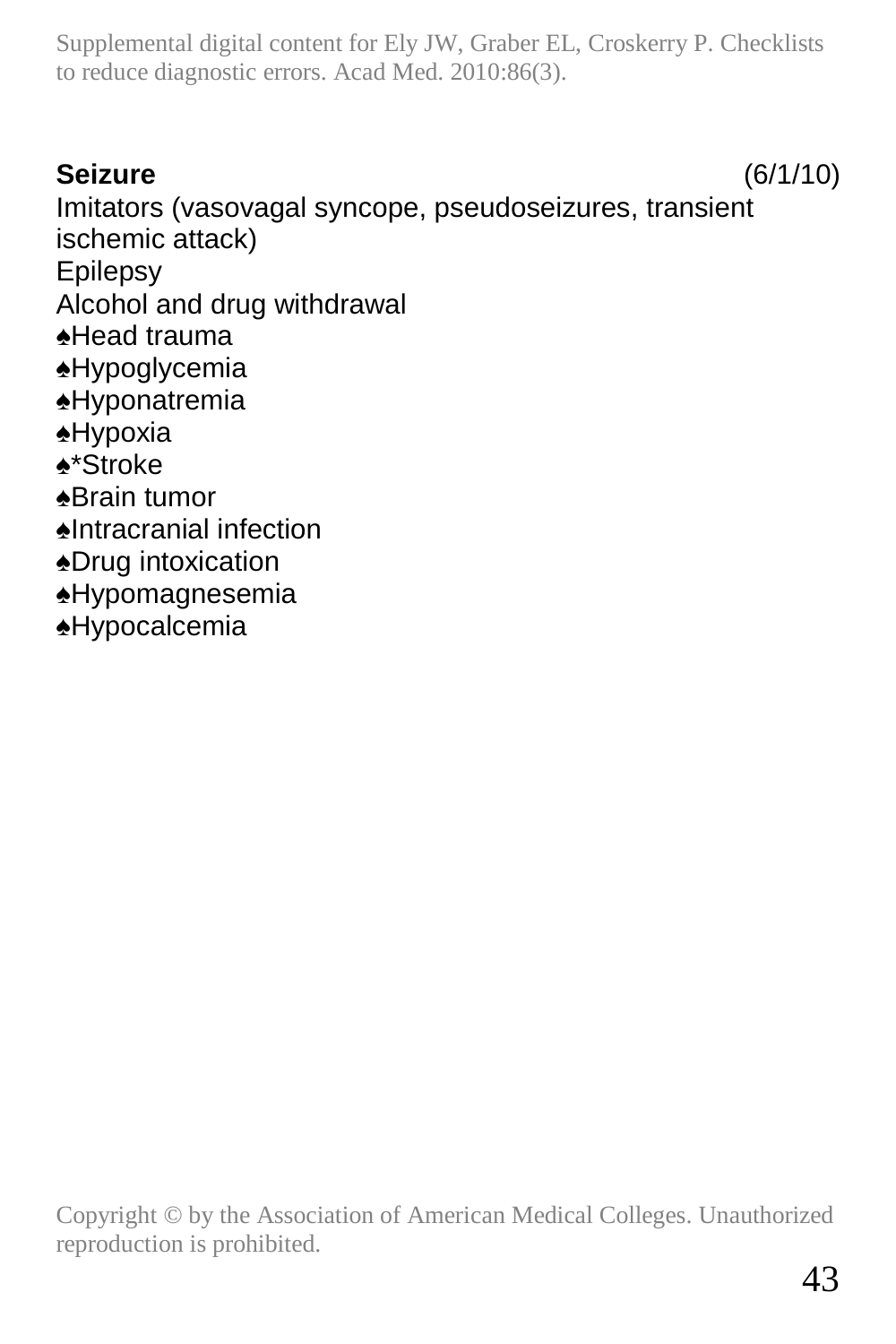**Seizure** (6/1/10)

Imitators (vasovagal syncope, pseudoseizures, transient ischemic attack)
Epilepsy
Alcohol and drug withdrawal
♠Head trauma
♠Hypoglycemia
♠Hyponatremia
♠Hypoxia
♠*Stroke
♠Brain tumor
♠Intracranial infection
♠Drug intoxication
♠Hypomagnesemia
♠Hypocalcemia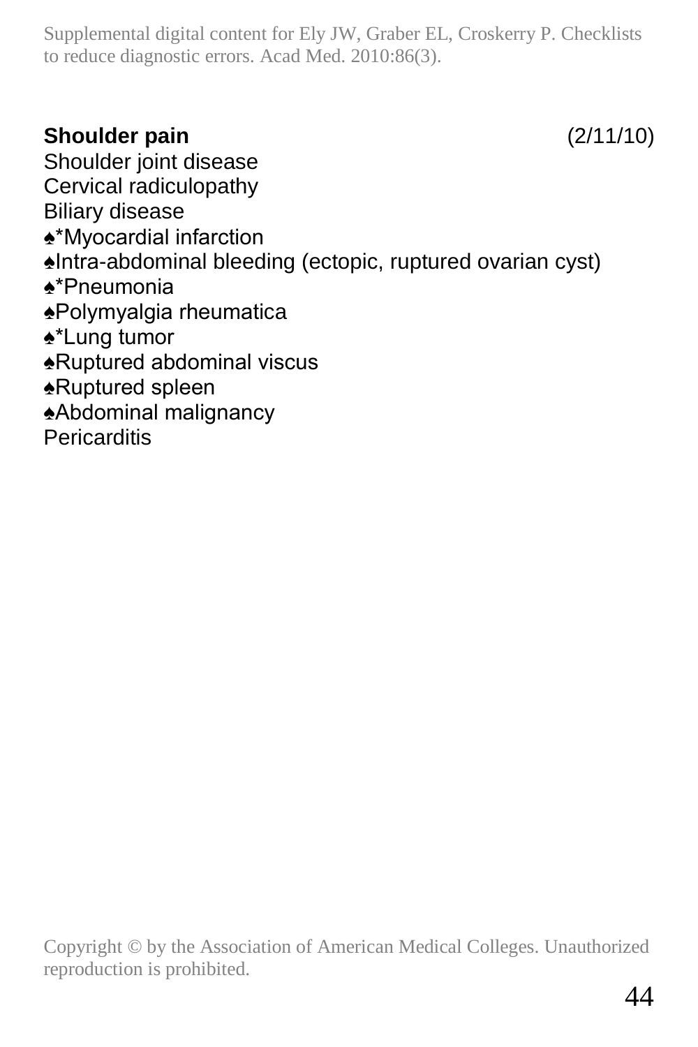**Shoulder pain** (2/11/10)

Shoulder joint disease
Cervical radiculopathy
Biliary disease
♠*Myocardial infarction
♠Intra-abdominal bleeding (ectopic, ruptured ovarian cyst)
♠*Pneumonia
♠Polymyalgia rheumatica
♠*Lung tumor
♠Ruptured abdominal viscus
♠Ruptured spleen
♠Abdominal malignancy
Pericarditis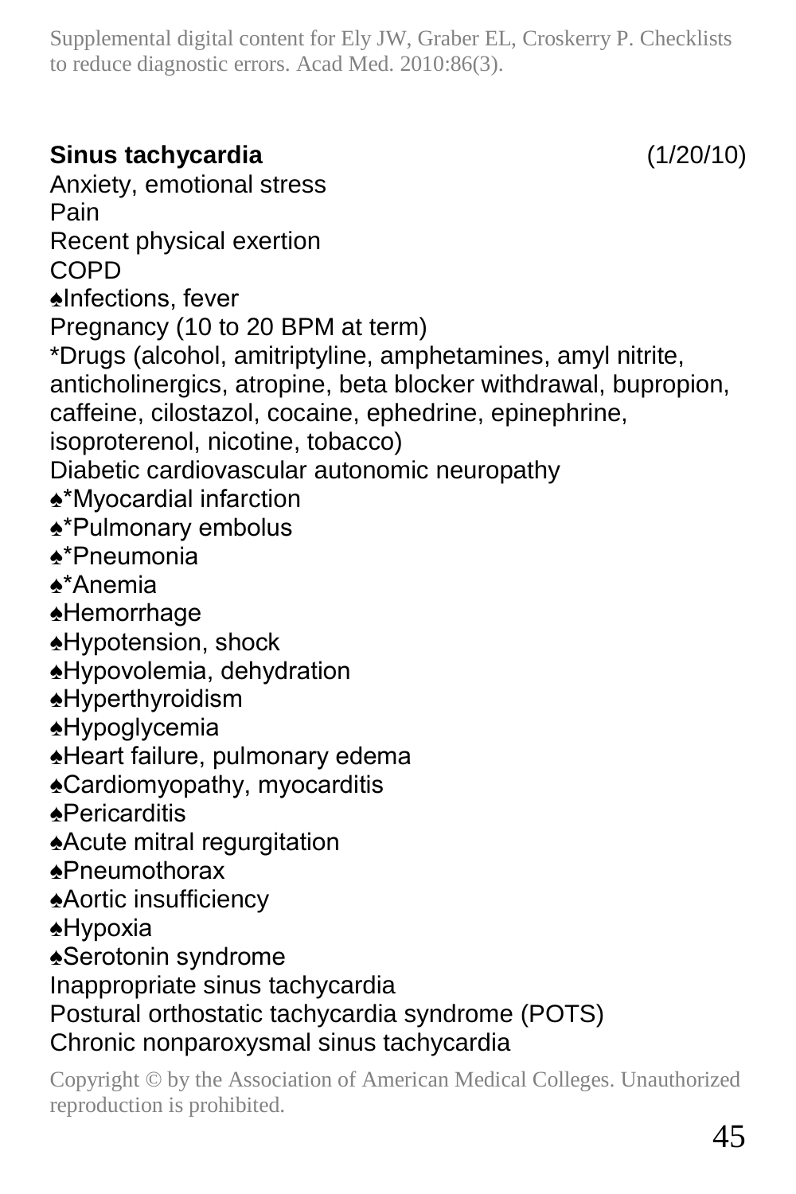**Sinus tachycardia** (1/20/10)

Anxiety, emotional stress
Pain
Recent physical exertion
COPD
♠Infections, fever
Pregnancy (10 to 20 BPM at term)
*Drugs (alcohol, amitriptyline, amphetamines, amyl nitrite, anticholinergics, atropine, beta blocker withdrawal, bupropion, caffeine, cilostazol, cocaine, ephedrine, epinephrine, isoproterenol, nicotine, tobacco)
Diabetic cardiovascular autonomic neuropathy
♠*Myocardial infarction
♠*Pulmonary embolus
♠*Pneumonia
♠*Anemia
♠Hemorrhage
♠Hypotension, shock
♠Hypovolemia, dehydration
♠Hyperthyroidism
♠Hypoglycemia
♠Heart failure, pulmonary edema
♠Cardiomyopathy, myocarditis
♠Pericarditis
♠Acute mitral regurgitation
♠Pneumothorax
♠Aortic insufficiency
♠Hypoxia
♠Serotonin syndrome
Inappropriate sinus tachycardia
Postural orthostatic tachycardia syndrome (POTS)
Chronic nonparoxysmal sinus tachycardia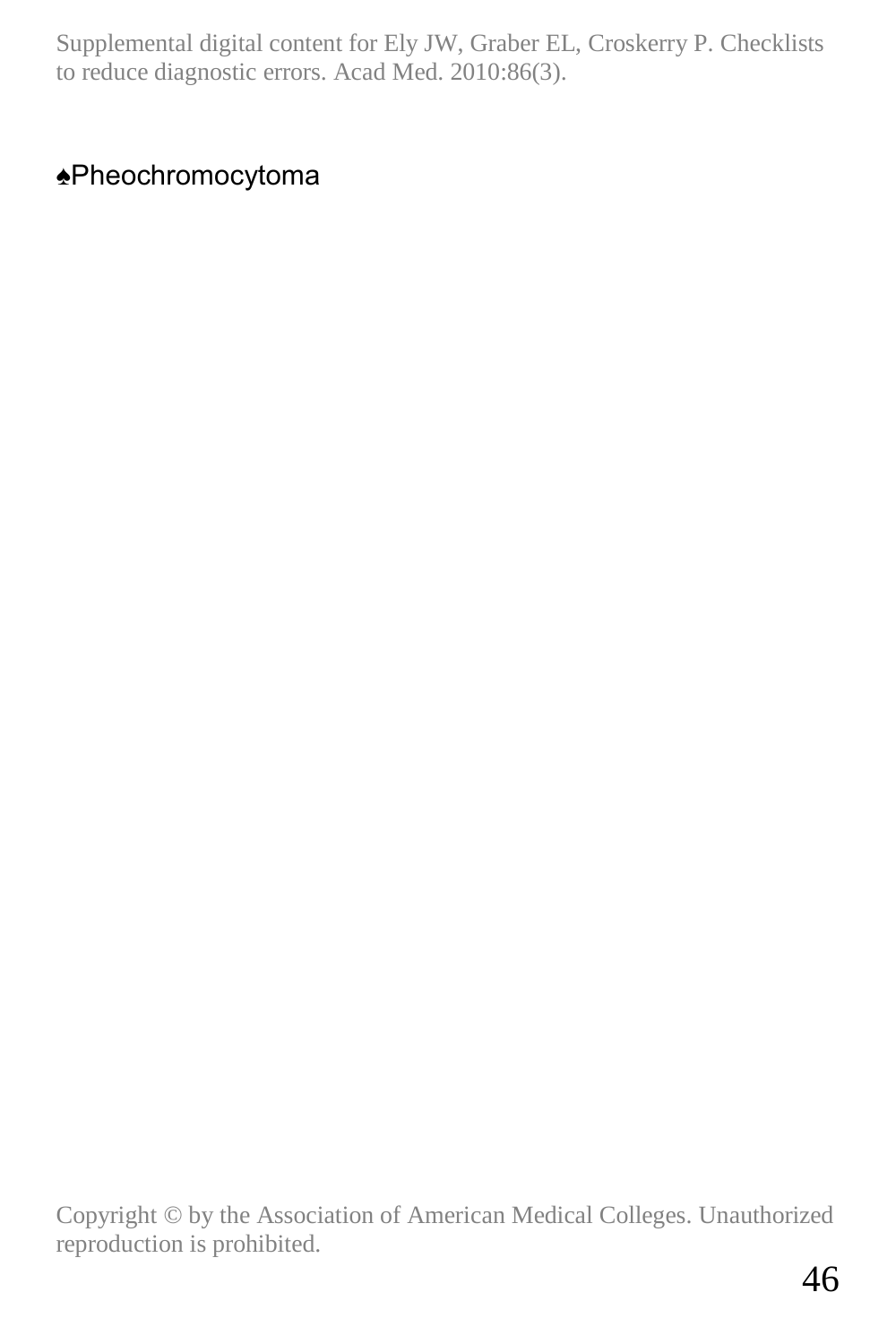♠Pheochromocytoma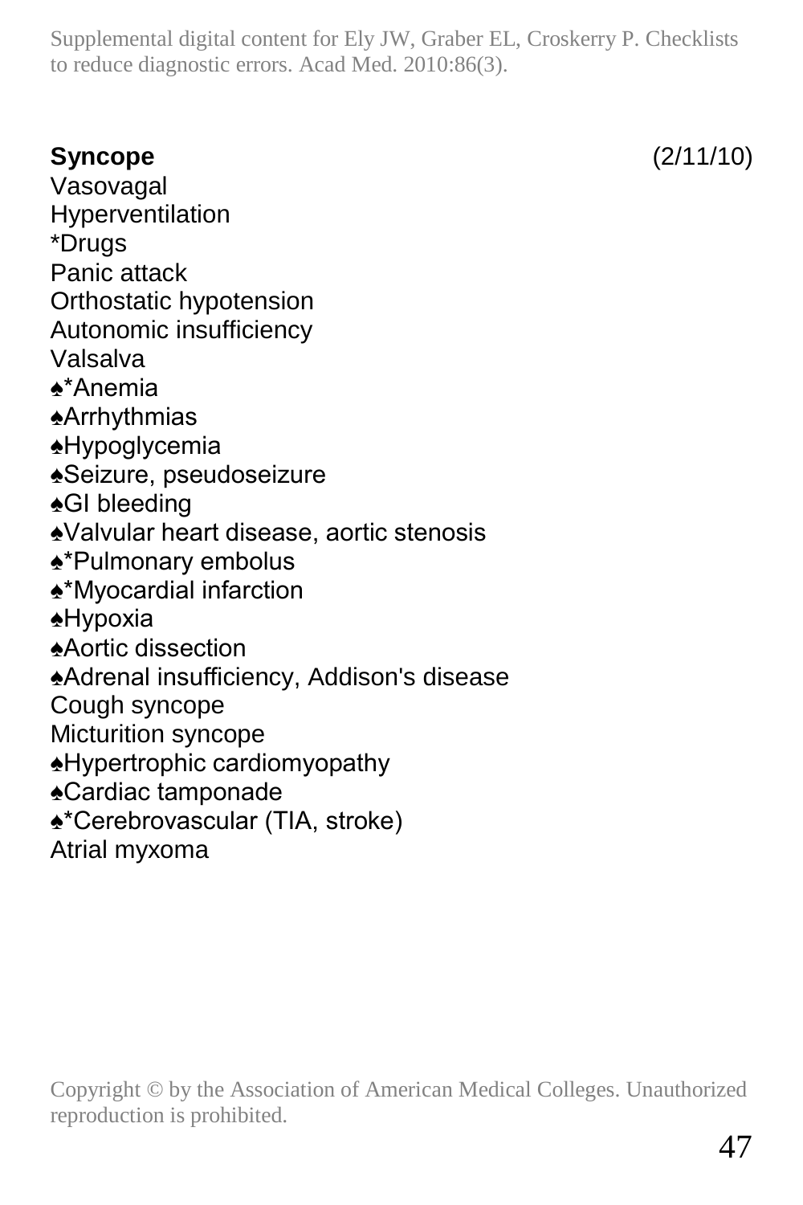**Syncope** (2/11/10)

Vasovagal
Hyperventilation
*Drugs
Panic attack
Orthostatic hypotension
Autonomic insufficiency
Valsalva
♠*Anemia
♠Arrhythmias
♠Hypoglycemia
♠Seizure, pseudoseizure
♠GI bleeding
♠Valvular heart disease, aortic stenosis
♠*Pulmonary embolus
♠*Myocardial infarction
♠Hypoxia
♠Aortic dissection
♠Adrenal insufficiency, Addison's disease
Cough syncope
Micturition syncope
♠Hypertrophic cardiomyopathy
♠Cardiac tamponade
♠*Cerebrovascular (TIA, stroke)
Atrial myxoma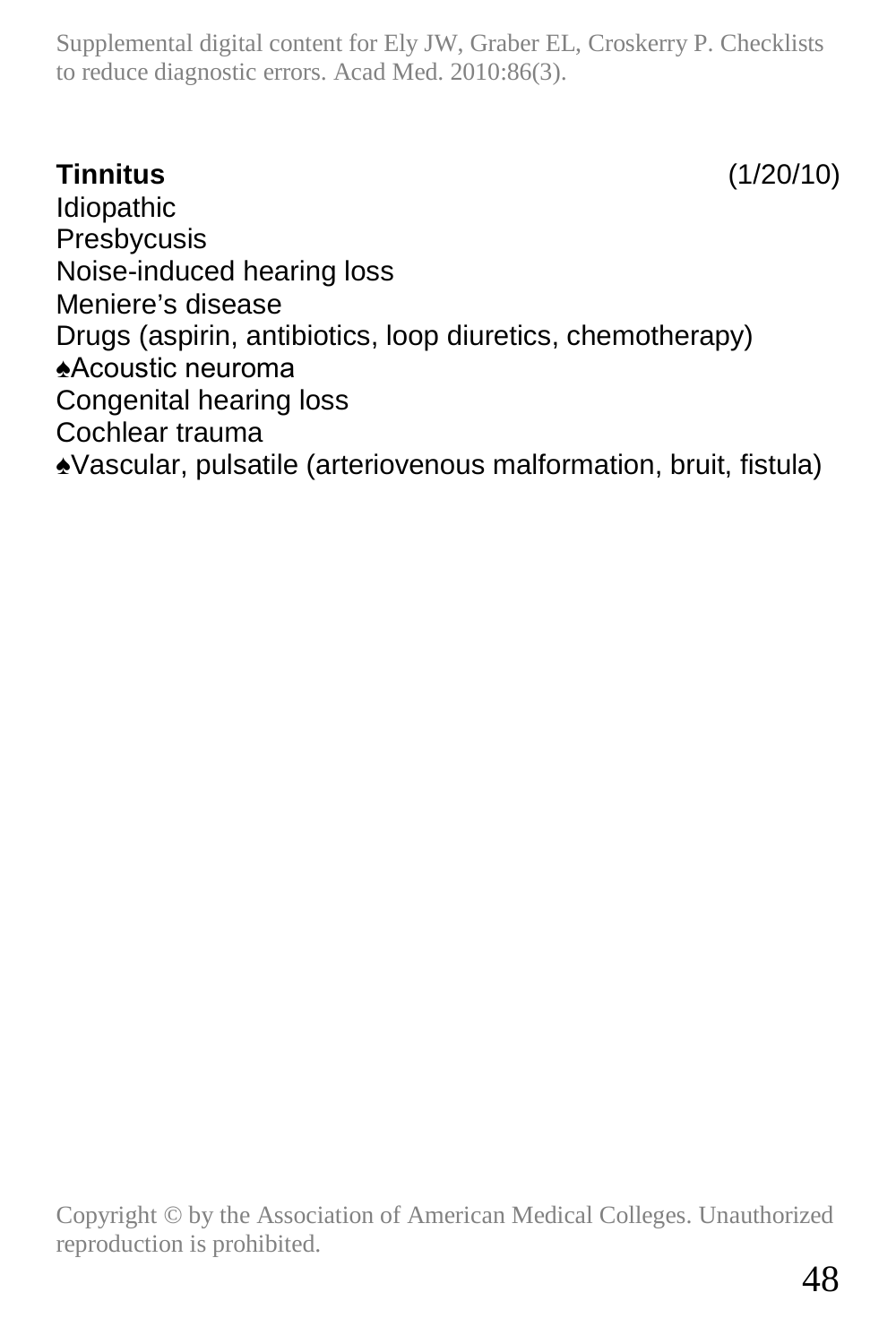**Tinnitus** (1/20/10)

Idiopathic
Presbycusis
Noise-induced hearing loss
Meniere's disease
Drugs (aspirin, antibiotics, loop diuretics, chemotherapy)
♠Acoustic neuroma
Congenital hearing loss
Cochlear trauma
♠Vascular, pulsatile (arteriovenous malformation, bruit, fistula)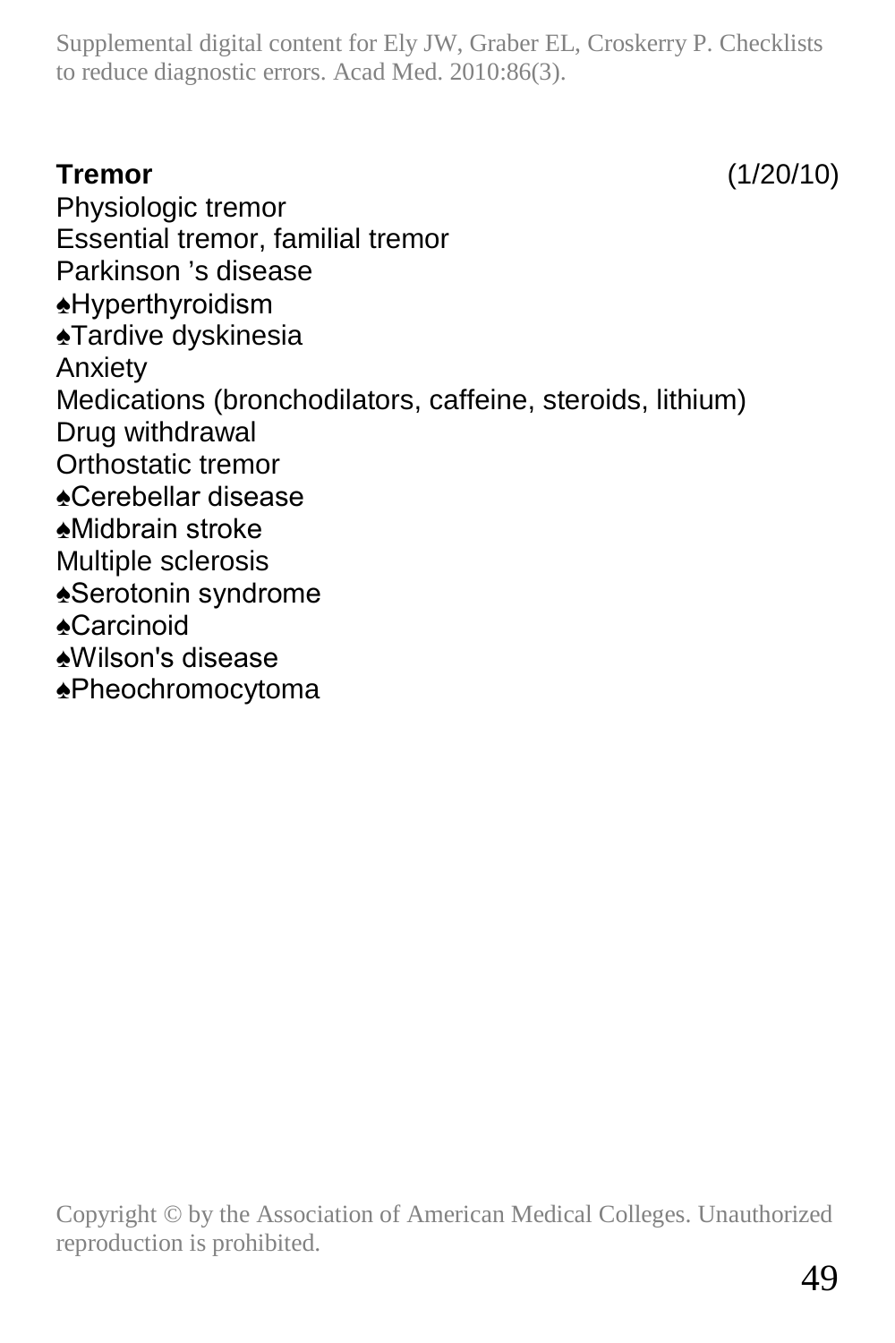**Tremor** (1/20/10)

Physiologic tremor
Essential tremor, familial tremor
Parkinson ’s disease
♠Hyperthyroidism
♠Tardive dyskinesia
Anxiety
Medications (bronchodilators, caffeine, steroids, lithium)
Drug withdrawal
Orthostatic tremor
♠Cerebellar disease
♠Midbrain stroke
Multiple sclerosis
♠Serotonin syndrome
♠Carcinoid
♠Wilson's disease
♠Pheochromocytoma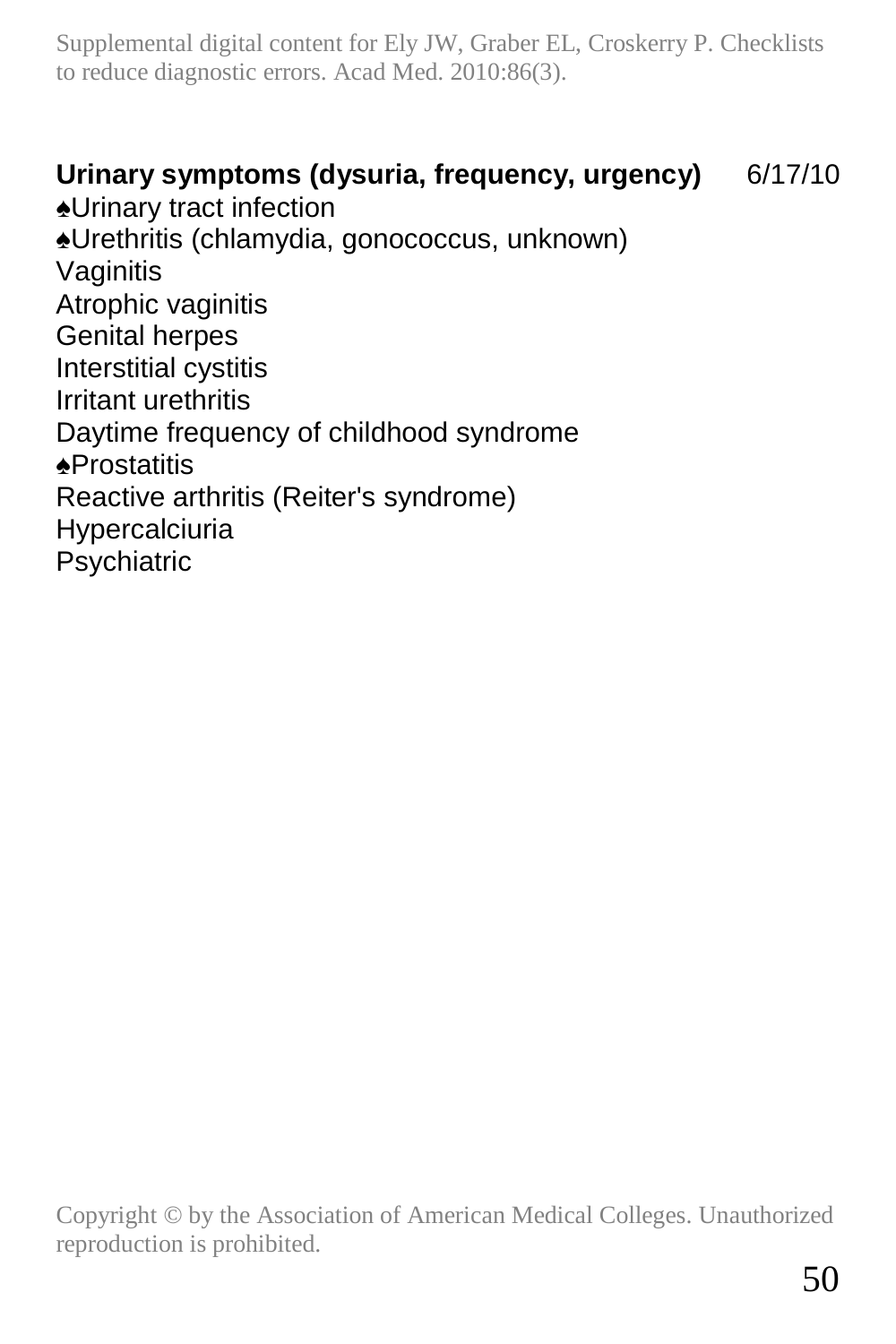**Urinary symptoms (dysuria, frequency, urgency)** 6/17/10

♠Urinary tract infection
♠Urethritis (chlamydia, gonococcus, unknown)
Vaginitis
Atrophic vaginitis
Genital herpes
Interstitial cystitis
Irritant urethritis
Daytime frequency of childhood syndrome
♠Prostatitis
Reactive arthritis (Reiter's syndrome)
Hypercalciuria
Psychiatric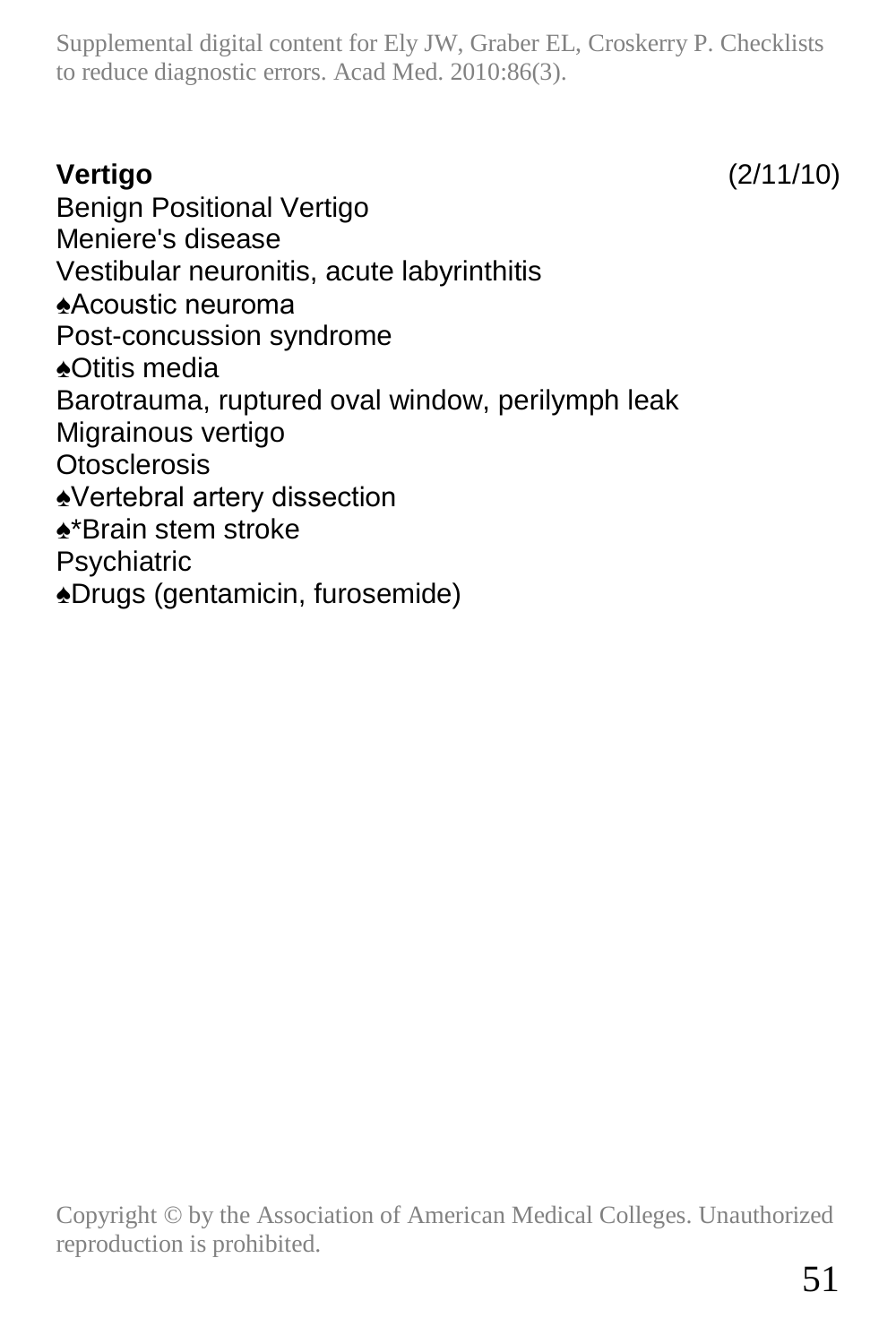**Vertigo** (2/11/10)

Benign Positional Vertigo
Meniere's disease
Vestibular neuronitis, acute labyrinthitis
♠Acoustic neuroma
Post-concussion syndrome
♠Otitis media
Barotrauma, ruptured oval window, perilymph leak
Migrainous vertigo
Otosclerosis
♠Vertebral artery dissection
♠*Brain stem stroke
Psychiatric
♠Drugs (gentamicin, furosemide)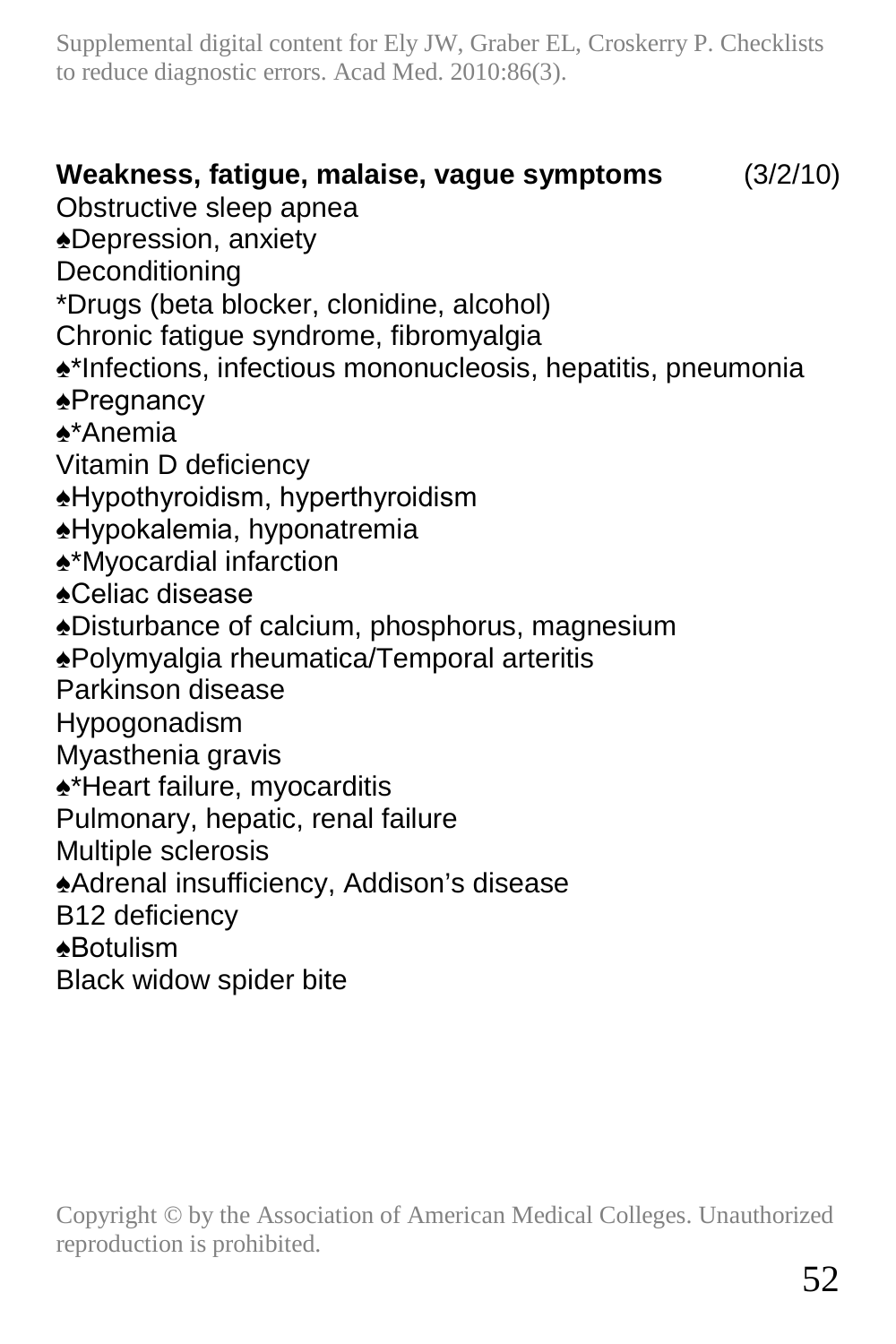**Weakness, fatigue, malaise, vague symptoms** (3/2/10)

Obstructive sleep apnea
♠Depression, anxiety
Deconditioning
*Drugs (beta blocker, clonidine, alcohol)
Chronic fatigue syndrome, fibromyalgia
♠*Infections, infectious mononucleosis, hepatitis, pneumonia
♠Pregnancy
♠*Anemia
Vitamin D deficiency
♠Hypothyroidism, hyperthyroidism
♠Hypokalemia, hyponatremia
♠*Myocardial infarction
♠Celiac disease
♠Disturbance of calcium, phosphorus, magnesium
♠Polymyalgia rheumatica/Temporal arteritis
Parkinson disease
Hypogonadism
Myasthenia gravis
♠*Heart failure, myocarditis
Pulmonary, hepatic, renal failure
Multiple sclerosis
♠Adrenal insufficiency, Addison's disease
B12 deficiency
♠Botulism
Black widow spider bite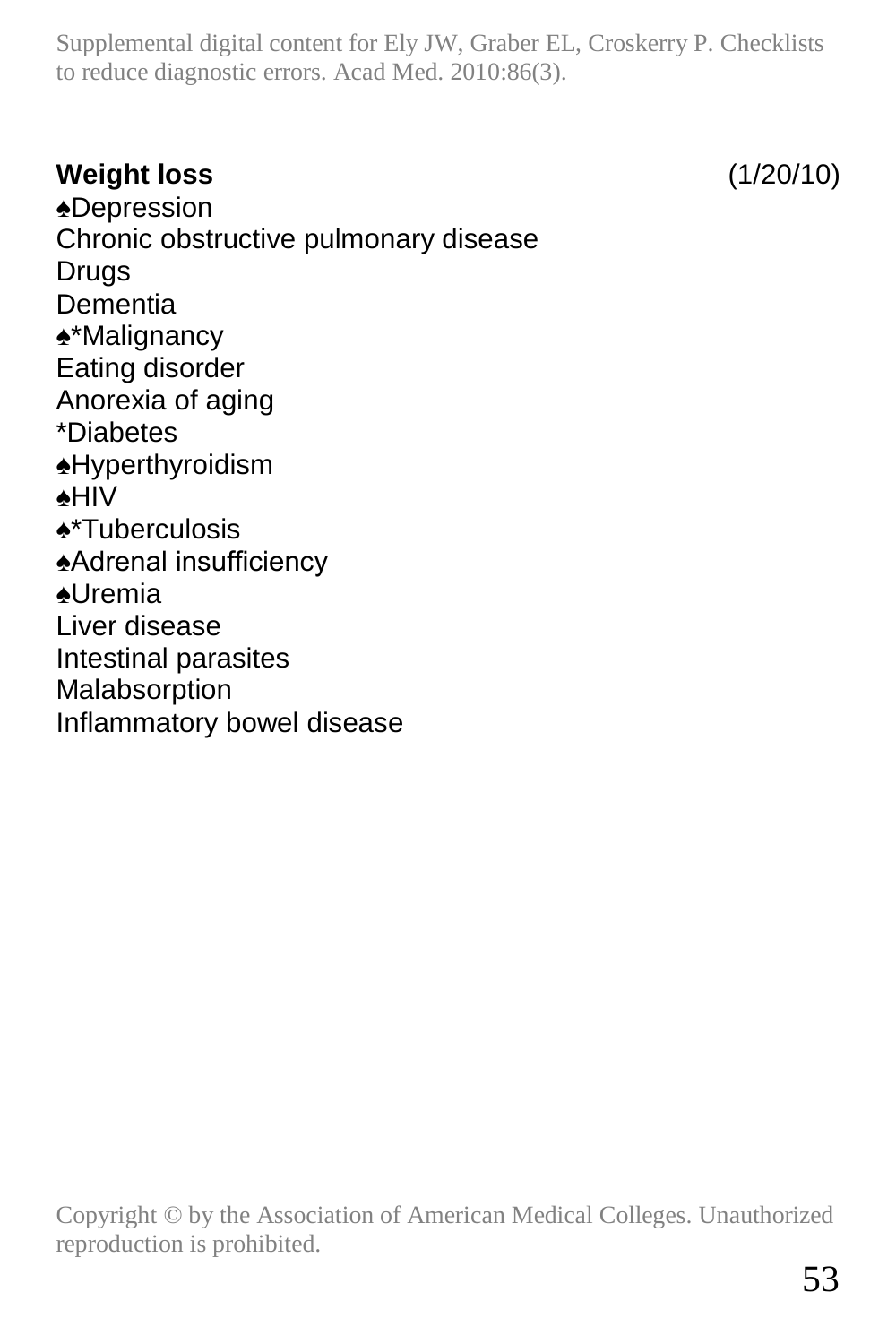**Weight loss** (1/20/10)

♠Depression
Chronic obstructive pulmonary disease
Drugs
Dementia
♠*Malignancy
Eating disorder
Anorexia of aging
*Diabetes
♠Hyperthyroidism
♠HIV
♠*Tuberculosis
♠Adrenal insufficiency
♠Uremia
Liver disease
Intestinal parasites
Malabsorption
Inflammatory bowel disease